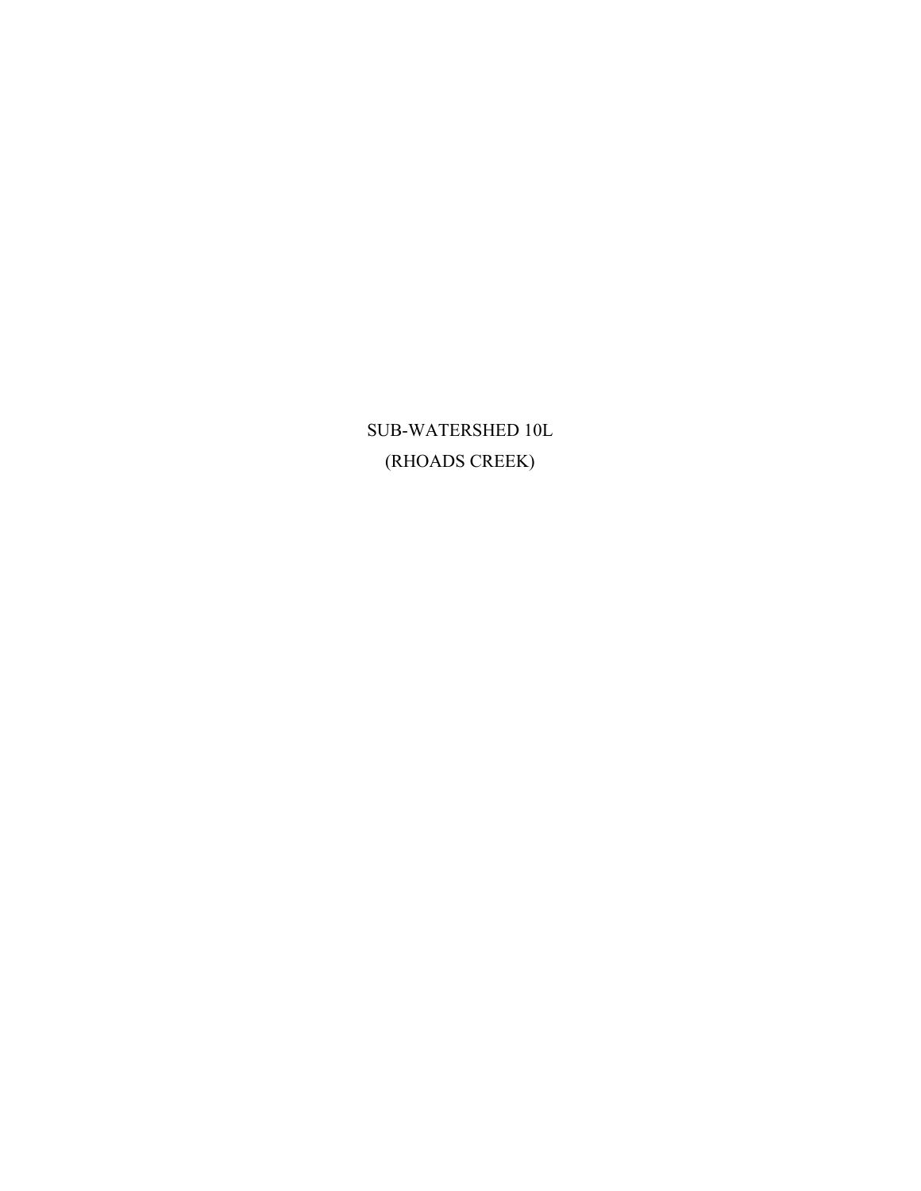# SUB-WATERSHED 10L
## (RHOADS CREEK)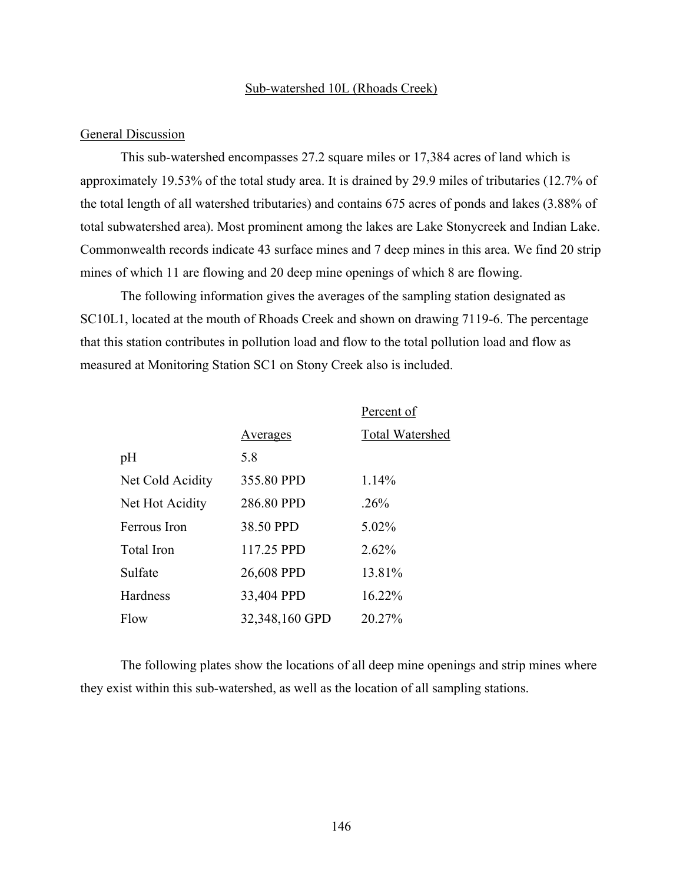## Sub-watershed 10L (Rhoads Creek)

### General Discussion

This sub-watershed encompasses 27.2 square miles or 17,384 acres of land which is approximately 19.53% of the total study area. It is drained by 29.9 miles of tributaries (12.7% of the total length of all watershed tributaries) and contains 675 acres of ponds and lakes (3.88% of total subwatershed area). Most prominent among the lakes are Lake Stonycreek and Indian Lake. Commonwealth records indicate 43 surface mines and 7 deep mines in this area. We find 20 strip mines of which 11 are flowing and 20 deep mine openings of which 8 are flowing.

The following information gives the averages of the sampling station designated as SC10L1, located at the mouth of Rhoads Creek and shown on drawing 7119-6. The percentage that this station contributes in pollution load and flow to the total pollution load and flow as measured at Monitoring Station SC1 on Stony Creek also is included.

| | Averages | Percent of Total Watershed |
|---|---|---|
| pH | 5.8 | |
| Net Cold Acidity | 355.80 PPD | 1.14% |
| Net Hot Acidity | 286.80 PPD | .26% |
| Ferrous Iron | 38.50 PPD | 5.02% |
| Total Iron | 117.25 PPD | 2.62% |
| Sulfate | 26,608 PPD | 13.81% |
| Hardness | 33,404 PPD | 16.22% |
| Flow | 32,348,160 GPD | 20.27% |

The following plates show the locations of all deep mine openings and strip mines where they exist within this sub-watershed, as well as the location of all sampling stations.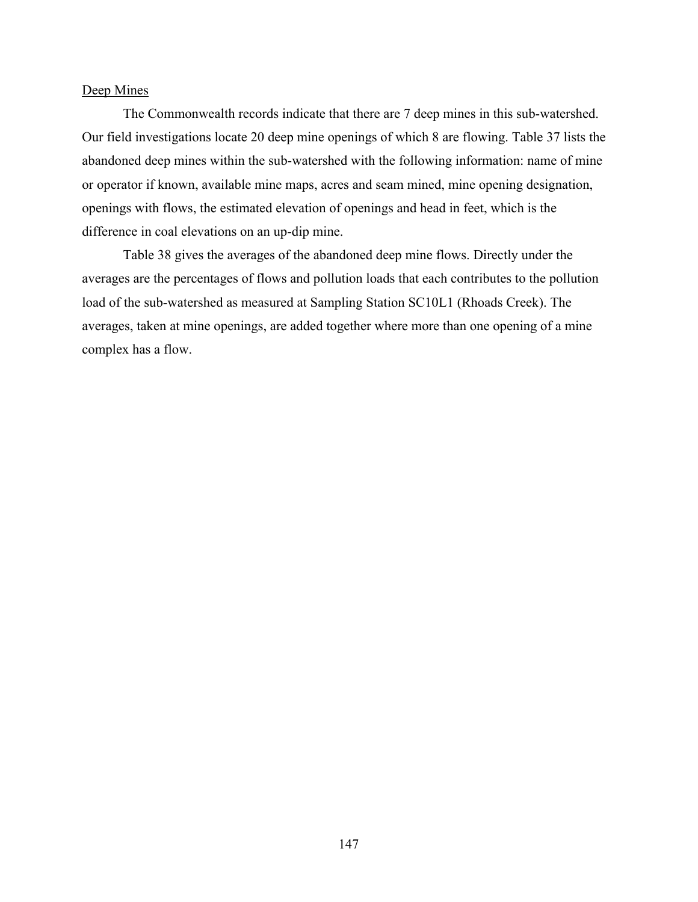Deep Mines

The Commonwealth records indicate that there are 7 deep mines in this sub-watershed. Our field investigations locate 20 deep mine openings of which 8 are flowing. Table 37 lists the abandoned deep mines within the sub-watershed with the following information: name of mine or operator if known, available mine maps, acres and seam mined, mine opening designation, openings with flows, the estimated elevation of openings and head in feet, which is the difference in coal elevations on an up-dip mine.

Table 38 gives the averages of the abandoned deep mine flows. Directly under the averages are the percentages of flows and pollution loads that each contributes to the pollution load of the sub-watershed as measured at Sampling Station SC10L1 (Rhoads Creek). The averages, taken at mine openings, are added together where more than one opening of a mine complex has a flow.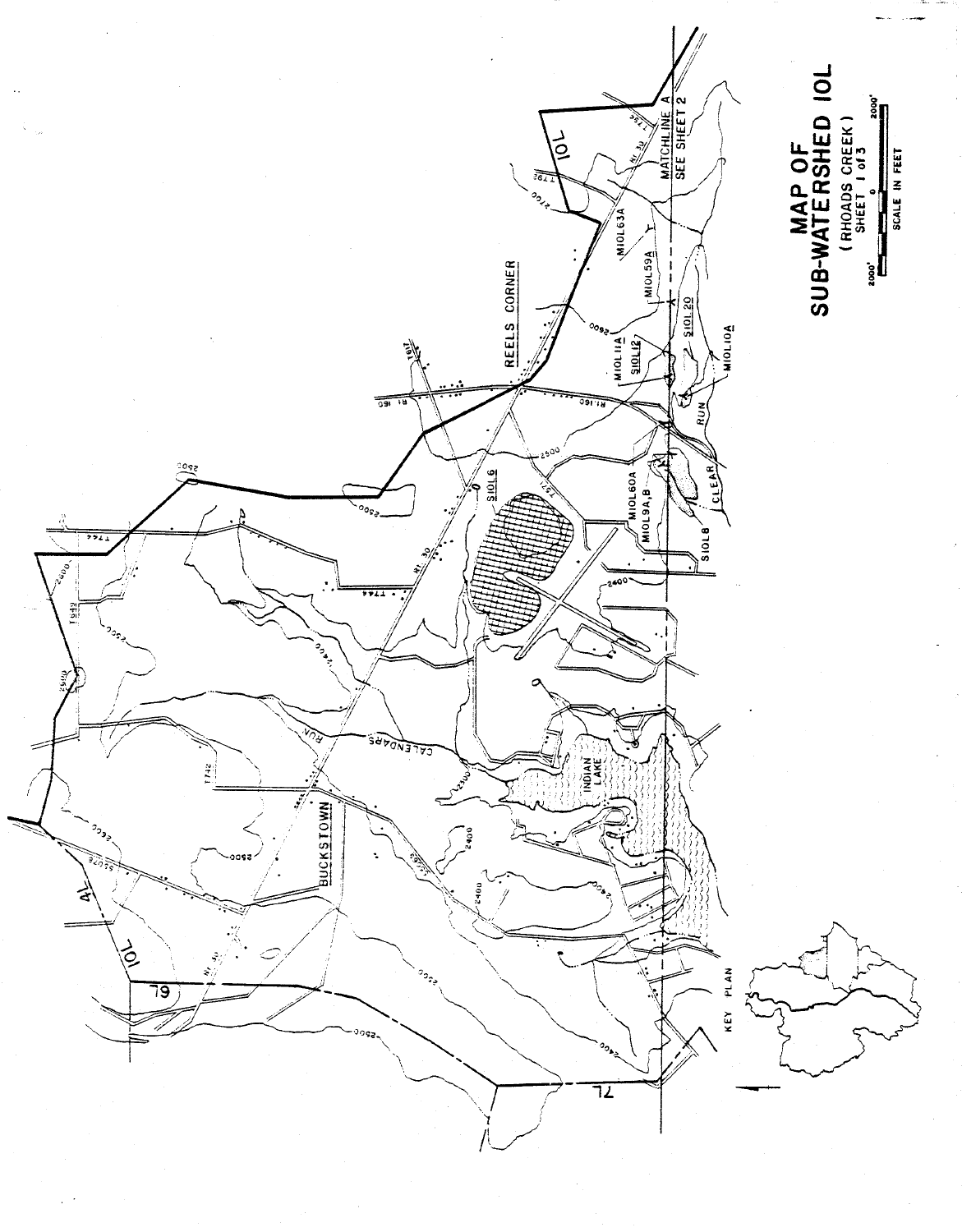# MAP OF SUB-WATERSHED 10L

(RHOADS CREEK)
SHEET 1 of 3

2000' 0 2000'
SCALE IN FEET

MATCHLINE A
SEE SHEET 2

KEY PLAN

REELS CORNER

BUCKSTOWN

INDIAN LAKE

CALENDARS RUN

CLEAR RUN

S10L6

S10L8

S10L12

S10L20

M10L11A

M10L10A

M10L59A

M10L63A

M10L60A

M10L9A,B

10L

4L

6L

7L

RT. 30

RT. 160

T744

T742

T792

T617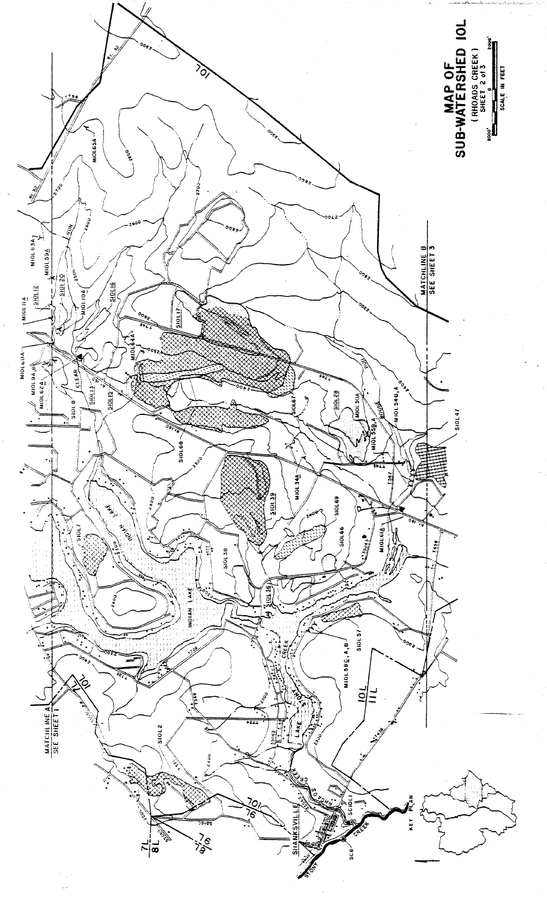# MAP OF SUB-WATERSHED 10L

(RHOADS CREEK)

SHEET 2 of 3

SCALE IN FEET

MATCHLINE A SEE SHEET 1

MATCHLINE B SEE SHEET 3

KEY PLAN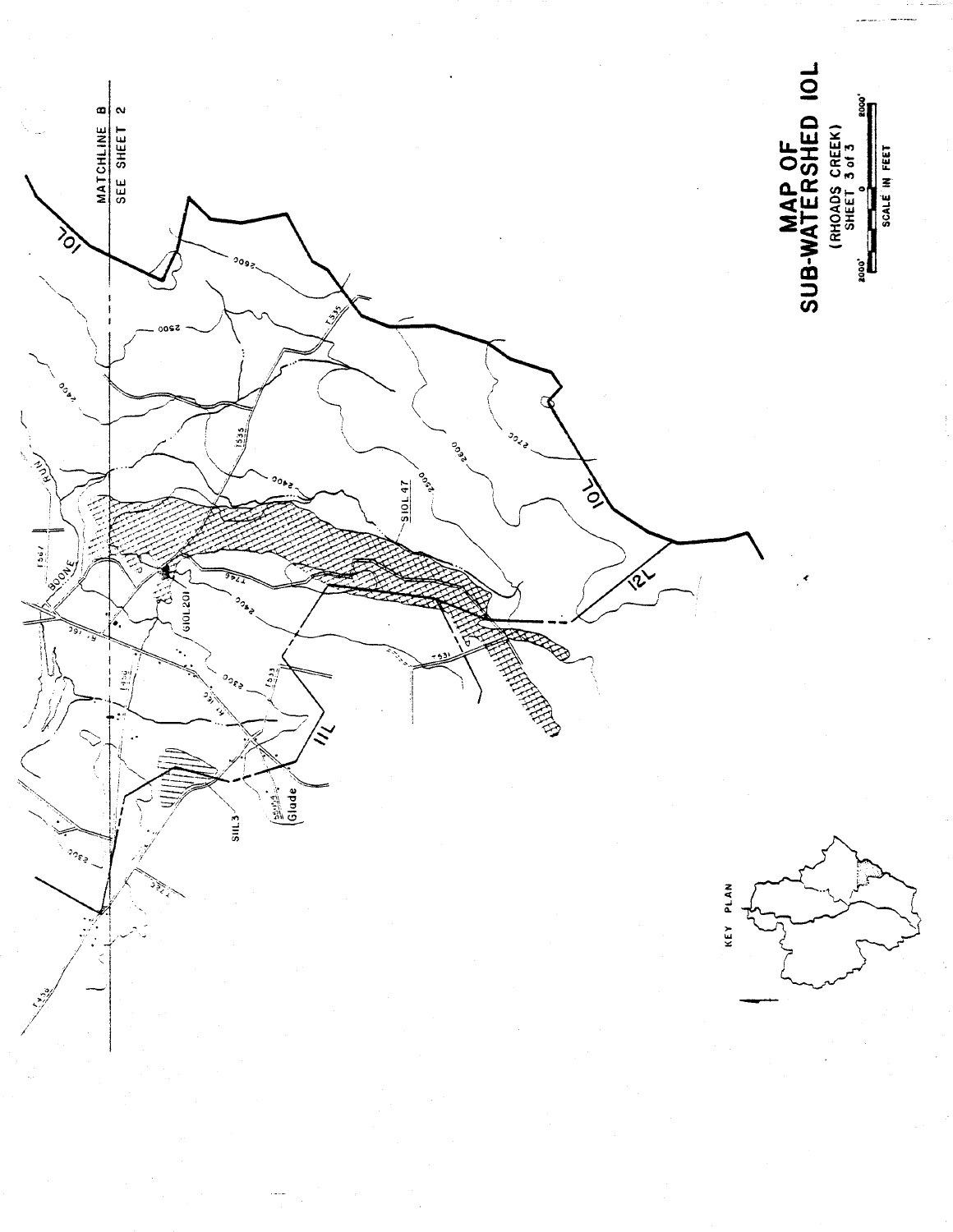# MAP OF SUB-WATERSHED 10L

(RHOADS CREEK)
SHEET 3 of 3

SCALE IN FEET

2000' 0 2000'

MATCHLINE B
SEE SHEET 2

KEY PLAN

10L

11L

12L

S10L47

G10L201

S11L3

Glade

BOONE RUN

2300

2400

2500

2600

2700

T535

T531

T533

T746

T587

Rt. 160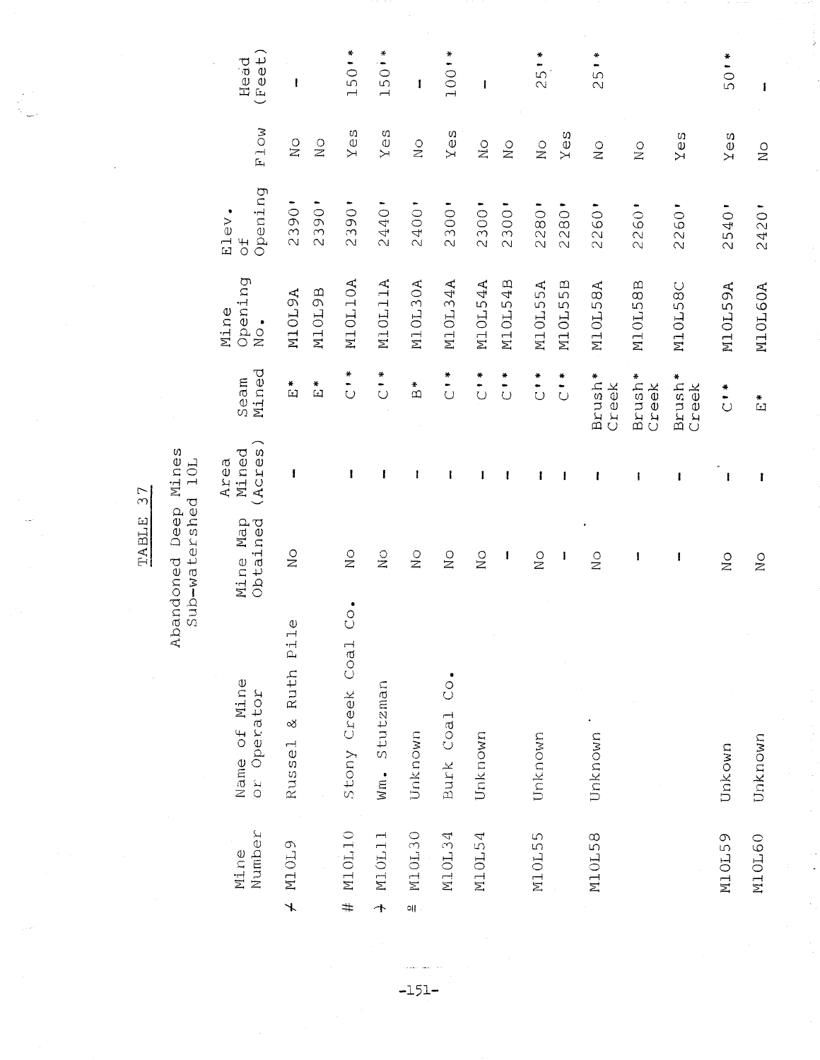TABLE 37

Abandoned Deep Mines
Sub-watershed 10L

| Mine Number | Name of Mine or Operator | Mine Map Obtained | Area Mined (Acres) | Seam Mined | Mine Opening No. | Elev. of Opening | Flow | Head (Feet) |
|---|---|---|---|---|---|---|---|---|
| ✗ M10L9 | Russel & Ruth Pile | No | - | E* | M10L9A | 2390' | No | - |
| | | | | E* | M10L9B | 2390' | No | |
| # M10L10 | Stony Creek Coal Co. | No | - | C'* | M10L10A | 2390' | Yes | 150'* |
| ✗ M10L11 | Wm. Stutzman | No | - | C'* | M10L11A | 2440' | Yes | 150'* |
| ≅ M10L30 | Unknown | No | - | B* | M10L30A | 2400' | No | - |
| M10L34 | Burk Coal Co. | No | - | C'* | M10L34A | 2300' | Yes | 100'* |
| M10L54 | Unknown | No | - | C'* | M10L54A | 2300' | No | - |
| | | - | - | C'* | M10L54B | 2300' | No | |
| M10L55 | Unknown | No | - | C'* | M10L55A | 2280' | No | 25'* |
| | | - | - | C'* | M10L55B | 2280' | Yes | |
| M10L58 | Unknown | No | - | Brush* Creek | M10L58A | 2260' | No | 25'* |
| | | - | - | Brush* Creek | M10L58B | 2260' | No | |
| | | - | - | Brush* Creek | M10L58C | 2260' | Yes | |
| M10L59 | Unkown | No | - | C'* | M10L59A | 2540' | Yes | 50'* |
| M10L60 | Unknown | No | - | E* | M10L60A | 2420' | No | - |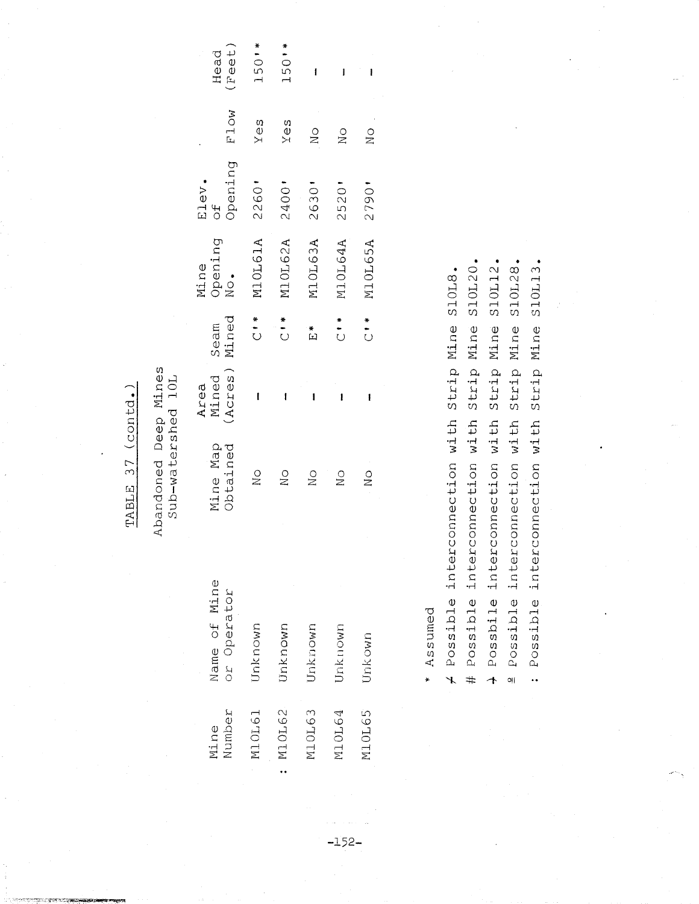## TABLE 37 (contd.)

Abandoned Deep Mines
Sub-watershed 10L

| Mine Number | Name of Mine or Operator | Mine Map Obtained | Area Mined (Acres) | Seam Mined | Mine Opening No. | Elev. of Opening | Flow | Head (Feet) |
|---|---|---|---|---|---|---|---|---|
| M10L61 | Unknown | No | – | C'* | M10L61A | 2260' | Yes | 150'* |
| : M10L62 | Unknown | No | – | C'* | M10L62A | 2400' | Yes | 150'* |
| M10L63 | Unknown | No | – | E* | M10L63A | 2630' | No | – |
| M10L64 | Unknown | No | – | C'* | M10L64A | 2520' | No | – |
| M10L65 | Unkown | No | – | C'* | M10L65A | 2790' | No | – |

\* Assumed

⁄ Possible interconnection with Strip Mine S10L8.

\# Possible interconnection with Strip Mine S10L20.

⅄ Possbile interconnection with Strip Mine S10L12.

º Possible interconnection with Strip Mine S10L28.

: Possible interconnection with Strip Mine S10L13.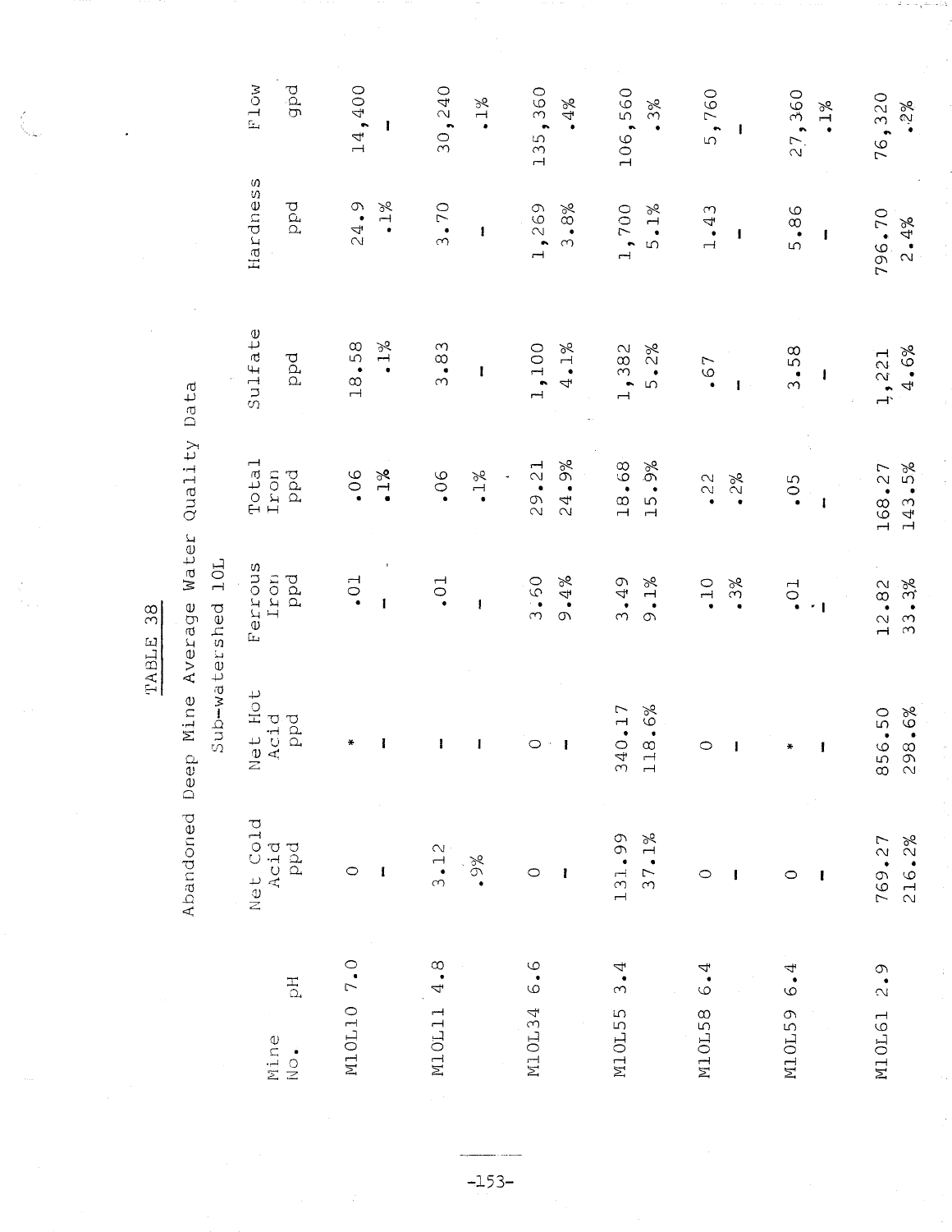TABLE 38

Abandoned Deep Mine Average Water Quality Data

Sub-watershed 10L

| Mine No. | pH | Net Cold Acid ppd | Net Hot Acid ppd | Ferrous Iron ppd | Total Iron ppd | Sulfate ppd | Hardness ppd | Flow gpd |
|---|---|---|---|---|---|---|---|---|
| M10L10 | 7.0 | 0 | * | .01 | .06 | 18.58 | 24.9 | 14,400 |
| | | - | - | - | .1% | .1% | .1% | - |
| M10L11 | 4.8 | 3.12 | - | .01 | .06 | 3.83 | 3.70 | 30,240 |
| | | .9% | - | - | .1% | - | - | .1% |
| M10L34 | 6.6 | 0 | 0 | 3.60 | 29.21 | 1,100 | 1,269 | 135,360 |
| | | - | - | 9.4% | 24.9% | 4.1% | 3.8% | .4% |
| M10L55 | 3.4 | 131.99 | 340.17 | 3.49 | 18.68 | 1,382 | 1,700 | 106,560 |
| | | 37.1% | 118.6% | 9.1% | 15.9% | 5.2% | 5.1% | .3% |
| M10L58 | 6.4 | 0 | 0 | .10 | .22 | .67 | 1.43 | 5,760 |
| | | - | - | .3% | .2% | - | - | - |
| M10L59 | 6.4 | 0 | * | .01 | .05 | 3.58 | 5.86 | 27,360 |
| | | - | - | - | - | - | - | .1% |
| M10L61 | 2.9 | 769.27 | 856.50 | 12.82 | 168.27 | 1,221 | 796.70 | 76,320 |
| | | 216.2% | 298.6% | 33.3% | 143.5% | 4.6% | 2.4% | .2% |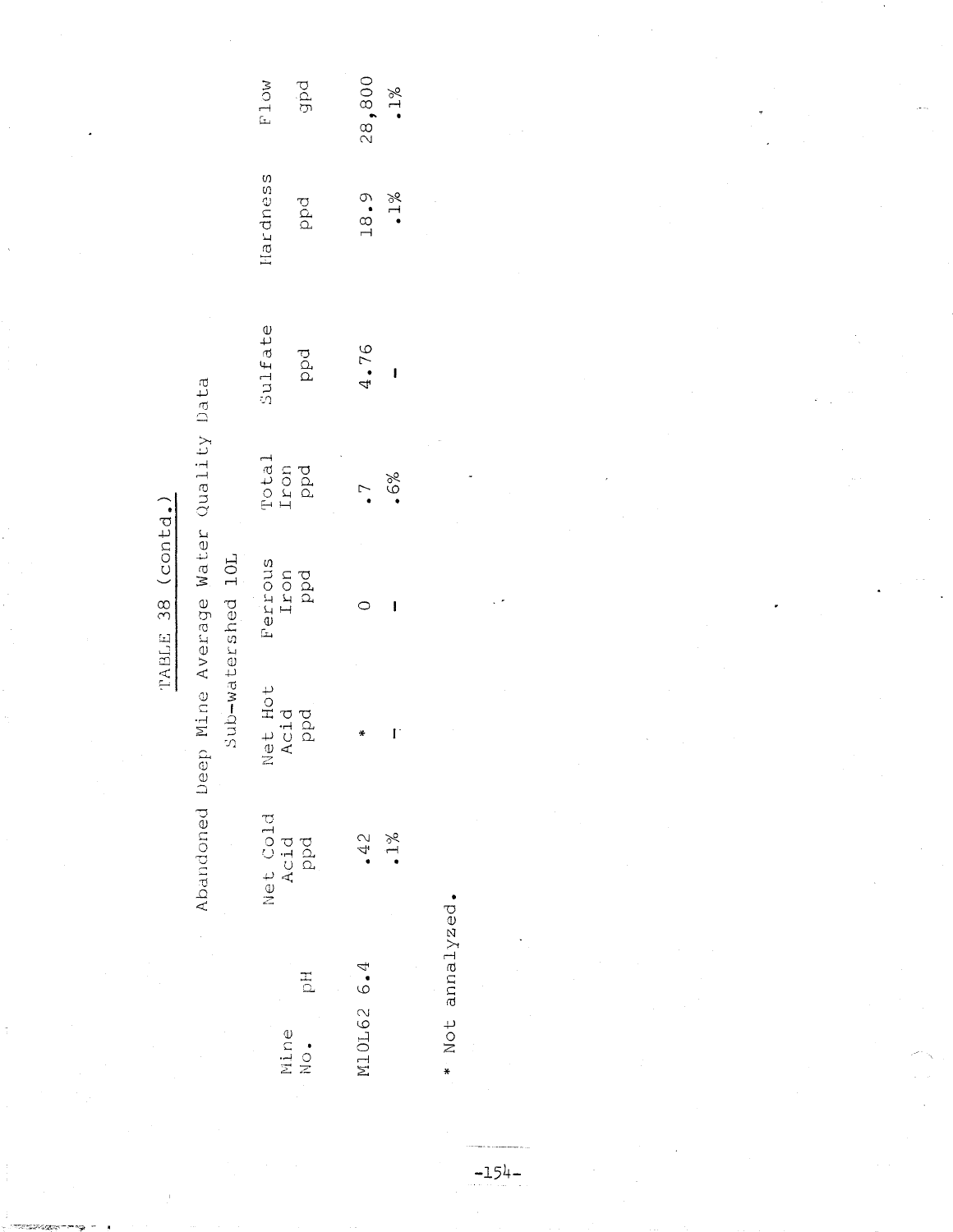TABLE 38 (contd.)

Abandoned Deep Mine Average Water Quality Data

Sub-watershed 10L

| Mine No. | pH | Net Cold Acid ppd | Net Hot Acid ppd | Ferrous Iron ppd | Total Iron ppd | Sulfate ppd | Hardness ppd | Flow gpd |
|---|---|---|---|---|---|---|---|---|
| M10L62 | 6.4 | .42 | * | 0 | .7 | 4.76 | 18.9 | 28,800 |
| | | .1% | - | - | .6% | - | .1% | .1% |

* Not annalyzed.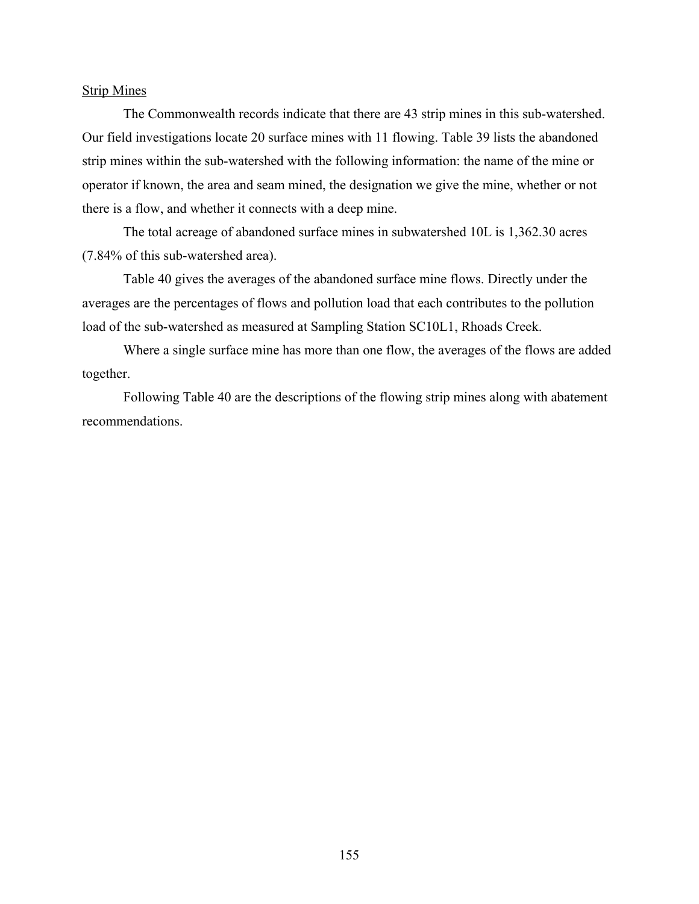Strip Mines

The Commonwealth records indicate that there are 43 strip mines in this sub-watershed. Our field investigations locate 20 surface mines with 11 flowing. Table 39 lists the abandoned strip mines within the sub-watershed with the following information: the name of the mine or operator if known, the area and seam mined, the designation we give the mine, whether or not there is a flow, and whether it connects with a deep mine.

The total acreage of abandoned surface mines in subwatershed 10L is 1,362.30 acres (7.84% of this sub-watershed area).

Table 40 gives the averages of the abandoned surface mine flows. Directly under the averages are the percentages of flows and pollution load that each contributes to the pollution load of the sub-watershed as measured at Sampling Station SC10L1, Rhoads Creek.

Where a single surface mine has more than one flow, the averages of the flows are added together.

Following Table 40 are the descriptions of the flowing strip mines along with abatement recommendations.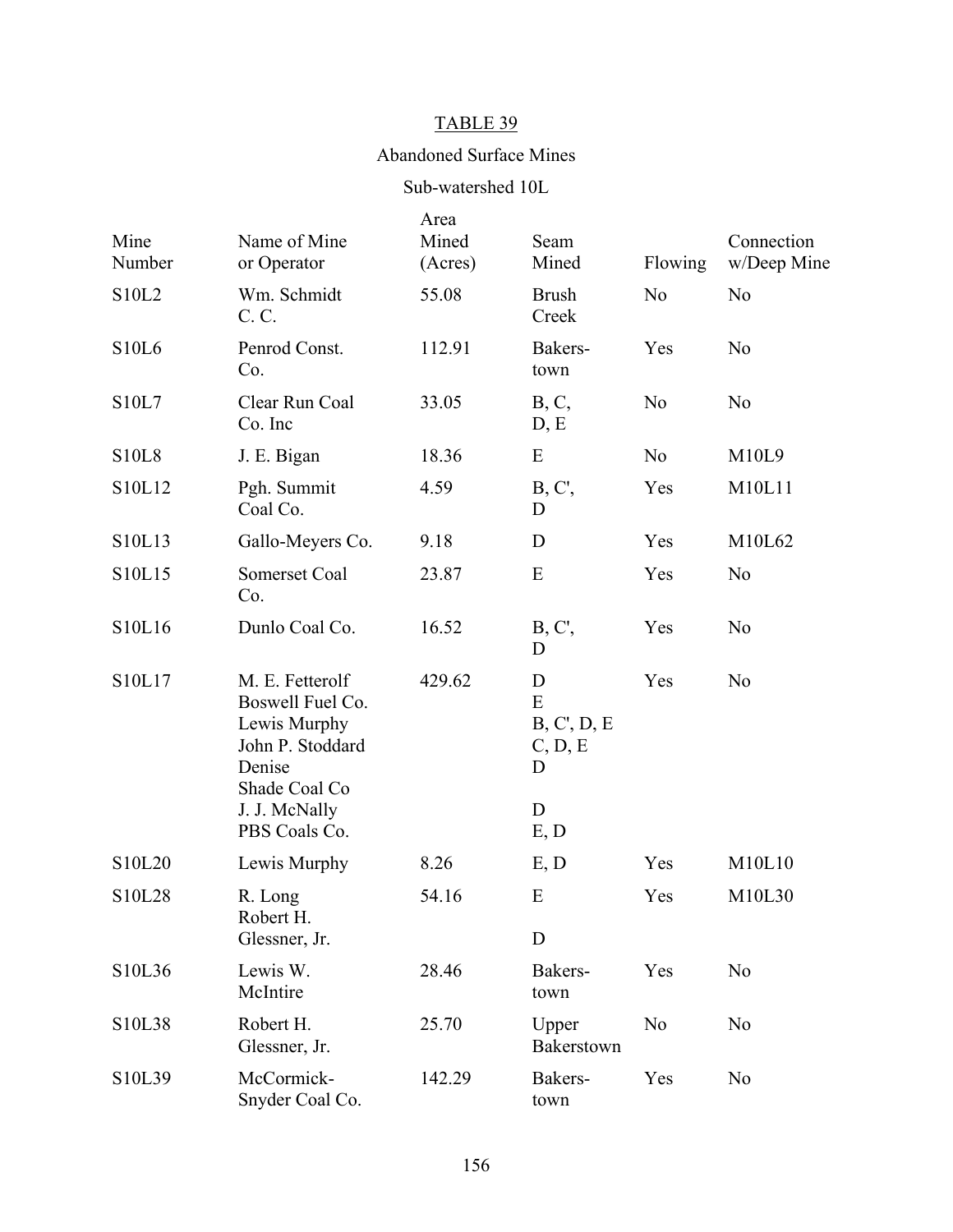# TABLE 39

## Abandoned Surface Mines

### Sub-watershed 10L

| Mine Number | Name of Mine or Operator | Area Mined (Acres) | Seam Mined | Flowing | Connection w/Deep Mine |
|---|---|---|---|---|---|
| S10L2 | Wm. Schmidt C. C. | 55.08 | Brush Creek | No | No |
| S10L6 | Penrod Const. Co. | 112.91 | Bakers-town | Yes | No |
| S10L7 | Clear Run Coal Co. Inc | 33.05 | B, C, D, E | No | No |
| S10L8 | J. E. Bigan | 18.36 | E | No | M10L9 |
| S10L12 | Pgh. Summit Coal Co. | 4.59 | B, C', D | Yes | M10L11 |
| S10L13 | Gallo-Meyers Co. | 9.18 | D | Yes | M10L62 |
| S10L15 | Somerset Coal Co. | 23.87 | E | Yes | No |
| S10L16 | Dunlo Coal Co. | 16.52 | B, C', D | Yes | No |
| S10L17 | M. E. Fetterolf<br>Boswell Fuel Co.<br>Lewis Murphy<br>John P. Stoddard<br>Denise<br>Shade Coal Co<br>J. J. McNally<br>PBS Coals Co. | 429.62 | D<br>E<br>B, C', D, E<br>C, D, E<br>D<br><br>D<br>E, D | Yes | No |
| S10L20 | Lewis Murphy | 8.26 | E, D | Yes | M10L10 |
| S10L28 | R. Long<br>Robert H. Glessner, Jr. | 54.16 | E<br><br>D | Yes | M10L30 |
| S10L36 | Lewis W. McIntire | 28.46 | Bakers-town | Yes | No |
| S10L38 | Robert H. Glessner, Jr. | 25.70 | Upper Bakerstown | No | No |
| S10L39 | McCormick-Snyder Coal Co. | 142.29 | Bakers-town | Yes | No |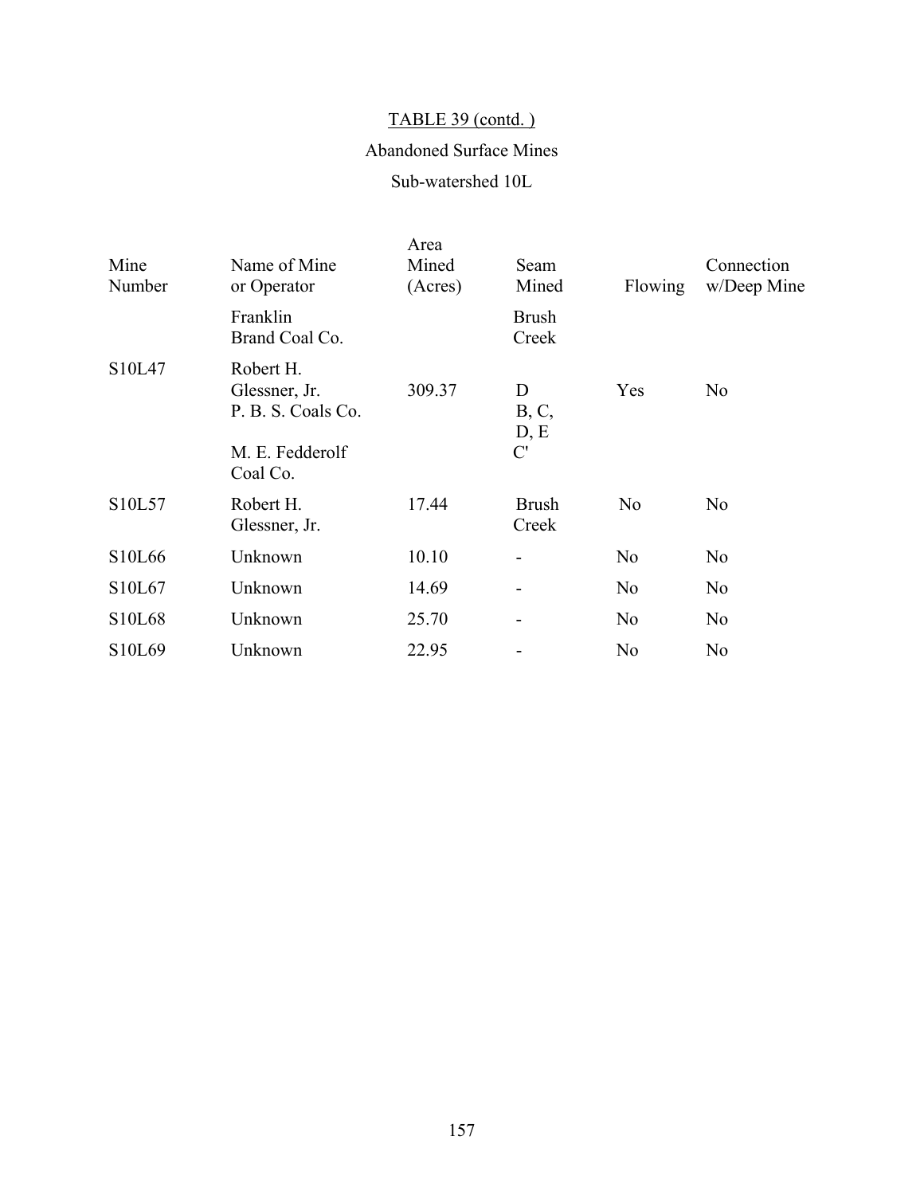TABLE 39 (contd. )

Abandoned Surface Mines

Sub-watershed 10L

| Mine Number | Name of Mine or Operator | Area Mined (Acres) | Seam Mined | Flowing | Connection w/Deep Mine |
|---|---|---|---|---|---|
| | Franklin Brand Coal Co. | | Brush Creek | | |
| S10L47 | Robert H. Glessner, Jr. P. B. S. Coals Co. M. E. Fedderolf Coal Co. | 309.37 | D B, C, D, E C' | Yes | No |
| S10L57 | Robert H. Glessner, Jr. | 17.44 | Brush Creek | No | No |
| S10L66 | Unknown | 10.10 | - | No | No |
| S10L67 | Unknown | 14.69 | - | No | No |
| S10L68 | Unknown | 25.70 | - | No | No |
| S10L69 | Unknown | 22.95 | - | No | No |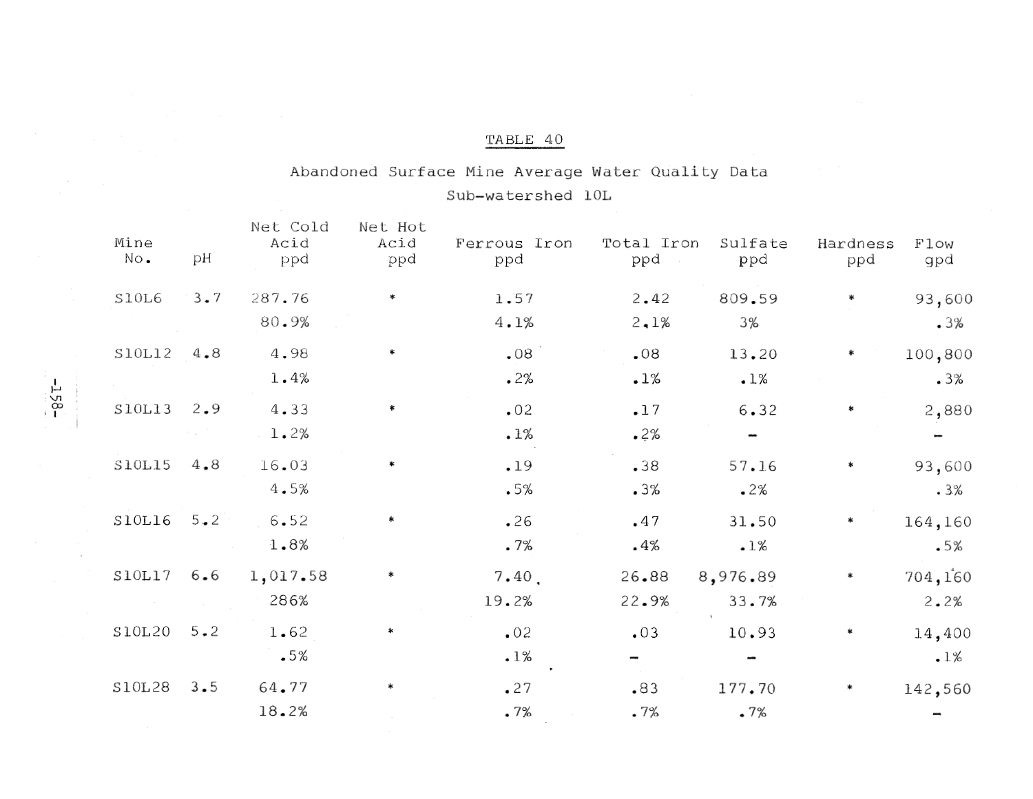# TABLE 40

## Abandoned Surface Mine Average Water Quality Data
## Sub-watershed 10L

| Mine No. | pH | Net Cold Acid ppd | Net Hot Acid ppd | Ferrous Iron ppd | Total Iron ppd | Sulfate ppd | Hardness ppd | Flow gpd |
|---|---|---|---|---|---|---|---|---|
| S10L6 | 3.7 | 287.76 | * | 1.57 | 2.42 | 809.59 | * | 93,600 |
| | | 80.9% | | 4.1% | 2.1% | 3% | | .3% |
| S10L12 | 4.8 | 4.98 | * | .08 | .08 | 13.20 | * | 100,800 |
| | | 1.4% | | .2% | .1% | .1% | | .3% |
| S10L13 | 2.9 | 4.33 | * | .02 | .17 | 6.32 | * | 2,880 |
| | | 1.2% | | .1% | .2% | - | | - |
| S10L15 | 4.8 | 16.03 | * | .19 | .38 | 57.16 | * | 93,600 |
| | | 4.5% | | .5% | .3% | .2% | | .3% |
| S10L16 | 5.2 | 6.52 | * | .26 | .47 | 31.50 | * | 164,160 |
| | | 1.8% | | .7% | .4% | .1% | | .5% |
| S10L17 | 6.6 | 1,017.58 | * | 7.40 | 26.88 | 8,976.89 | * | 704,160 |
| | | 286% | | 19.2% | 22.9% | 33.7% | | 2.2% |
| S10L20 | 5.2 | 1.62 | * | .02 | .03 | 10.93 | * | 14,400 |
| | | .5% | | .1% | - | - | | .1% |
| S10L28 | 3.5 | 64.77 | * | .27 | .83 | 177.70 | * | 142,560 |
| | | 18.2% | | .7% | .7% | .7% | | - |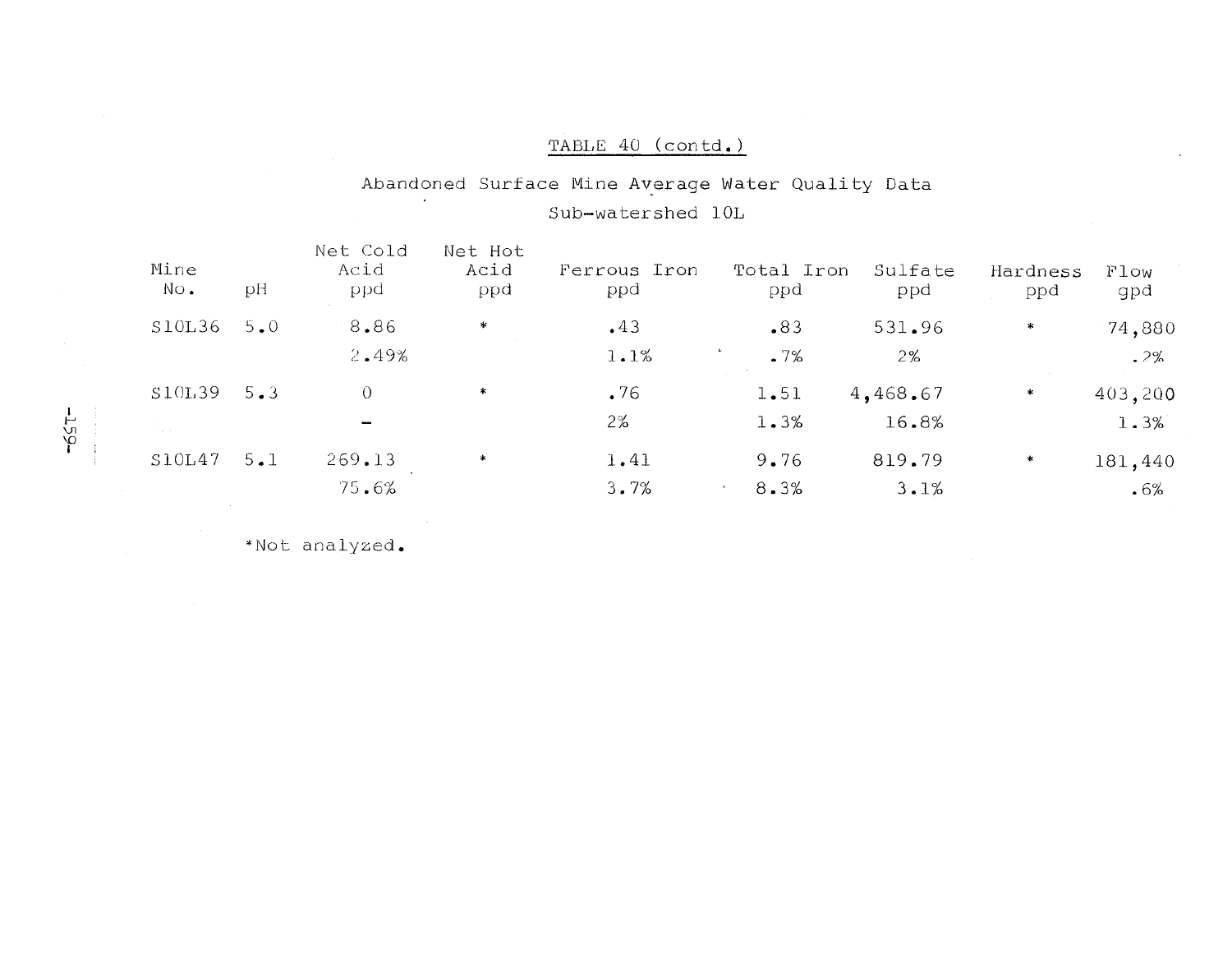TABLE 40 (contd.)

Abandoned Surface Mine Average Water Quality Data

Sub-watershed 10L

| Mine No. | pH | Net Cold Acid ppd | Net Hot Acid ppd | Ferrous Iron ppd | Total Iron ppd | Sulfate ppd | Hardness ppd | Flow gpd |
|---|---|---|---|---|---|---|---|---|
| S10L36 | 5.0 | 8.86 | * | .43 | .83 | 531.96 | * | 74,880 |
| | | 2.49% | | 1.1% | .7% | 2% | | .2% |
| S10L39 | 5.3 | 0 | * | .76 | 1.51 | 4,468.67 | * | 403,200 |
| | | – | | 2% | 1.3% | 16.8% | | 1.3% |
| S10L47 | 5.1 | 269.13 | * | 1.41 | 9.76 | 819.79 | * | 181,440 |
| | | 75.6% | | 3.7% | 8.3% | 3.1% | | .6% |

*Not analyzed.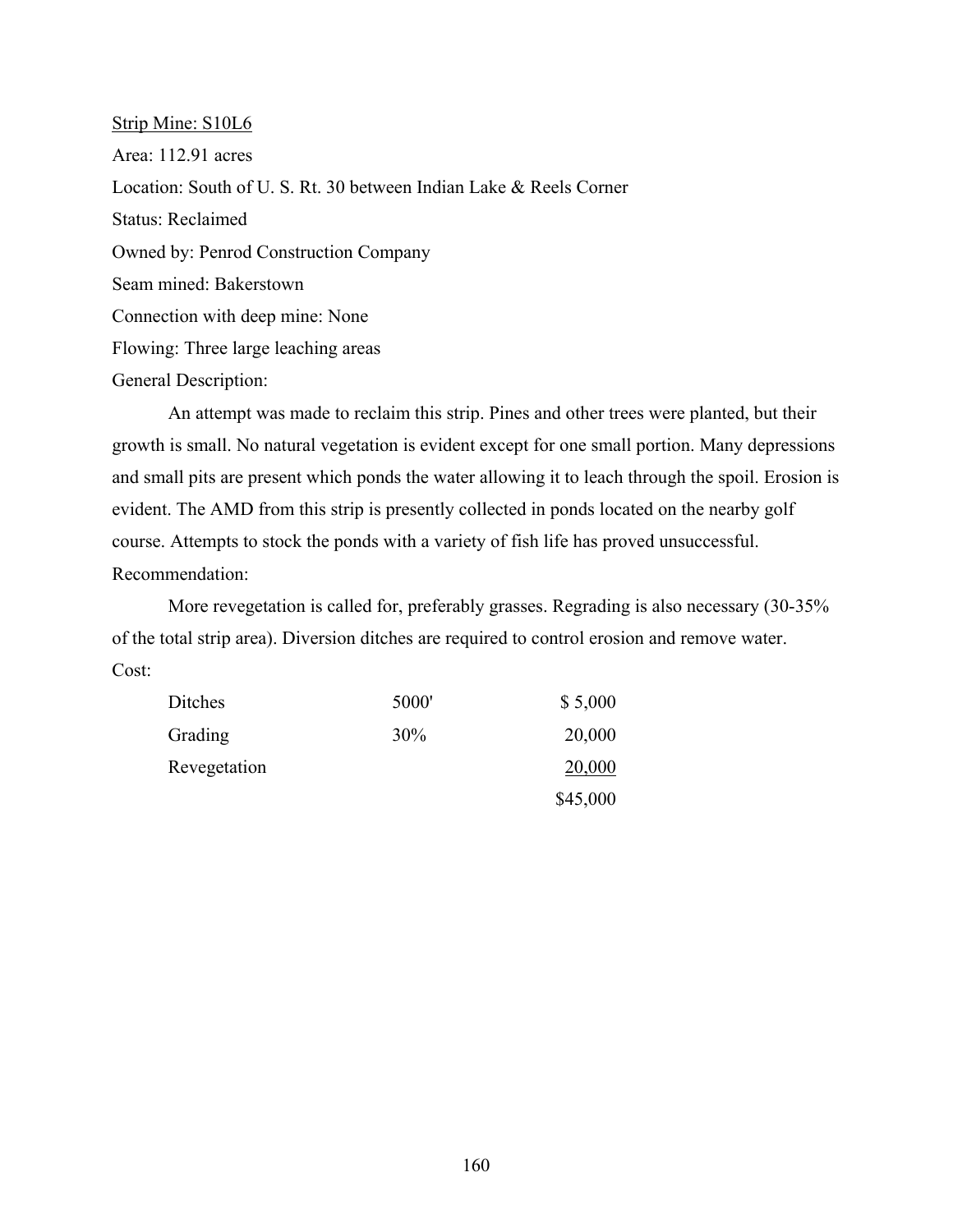<u>Strip Mine: S10L6</u>

Area: 112.91 acres

Location: South of U. S. Rt. 30 between Indian Lake & Reels Corner

Status: Reclaimed

Owned by: Penrod Construction Company

Seam mined: Bakerstown

Connection with deep mine: None

Flowing: Three large leaching areas

General Description:

An attempt was made to reclaim this strip. Pines and other trees were planted, but their growth is small. No natural vegetation is evident except for one small portion. Many depressions and small pits are present which ponds the water allowing it to leach through the spoil. Erosion is evident. The AMD from this strip is presently collected in ponds located on the nearby golf course. Attempts to stock the ponds with a variety of fish life has proved unsuccessful.

Recommendation:

More revegetation is called for, preferably grasses. Regrading is also necessary (30-35% of the total strip area). Diversion ditches are required to control erosion and remove water.

Cost:

| | | |
|---|---|---|
| Ditches | 5000' | $ 5,000 |
| Grading | 30% | 20,000 |
| Revegetation | | 20,000 |
| | | $45,000 |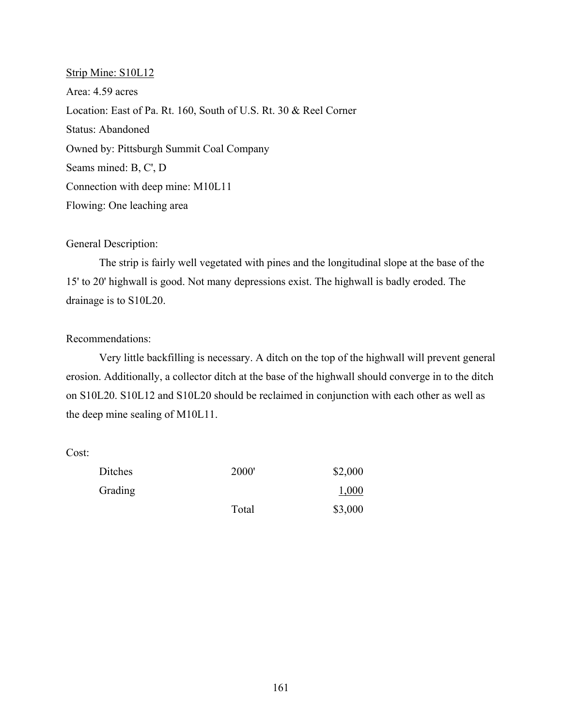Strip Mine: S10L12

Area: 4.59 acres

Location: East of Pa. Rt. 160, South of U.S. Rt. 30 & Reel Corner

Status: Abandoned

Owned by: Pittsburgh Summit Coal Company

Seams mined: B, C', D

Connection with deep mine: M10L11

Flowing: One leaching area

General Description:

The strip is fairly well vegetated with pines and the longitudinal slope at the base of the 15' to 20' highwall is good. Not many depressions exist. The highwall is badly eroded. The drainage is to S10L20.

Recommendations:

Very little backfilling is necessary. A ditch on the top of the highwall will prevent general erosion. Additionally, a collector ditch at the base of the highwall should converge in to the ditch on S10L20. S10L12 and S10L20 should be reclaimed in conjunction with each other as well as the deep mine sealing of M10L11.

Cost:

| | | |
|---|---|---|
| Ditches | 2000' | $2,000 |
| Grading | | 1,000 |
| | Total | $3,000 |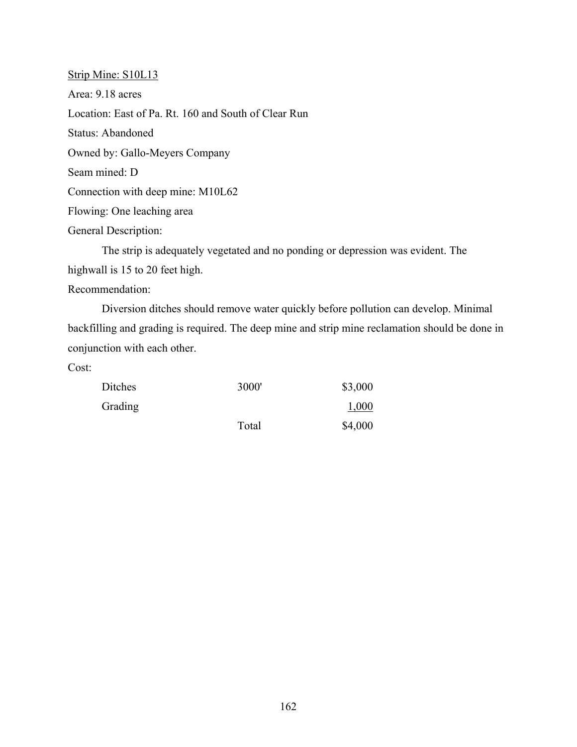Strip Mine: S10L13

Area: 9.18 acres

Location: East of Pa. Rt. 160 and South of Clear Run

Status: Abandoned

Owned by: Gallo-Meyers Company

Seam mined: D

Connection with deep mine: M10L62

Flowing: One leaching area

General Description:

The strip is adequately vegetated and no ponding or depression was evident. The highwall is 15 to 20 feet high.

Recommendation:

Diversion ditches should remove water quickly before pollution can develop. Minimal backfilling and grading is required. The deep mine and strip mine reclamation should be done in conjunction with each other.

Cost:

| | | |
|---|---|---|
| Ditches | 3000' | $3,000 |
| Grading | | 1,000 |
| | Total | $4,000 |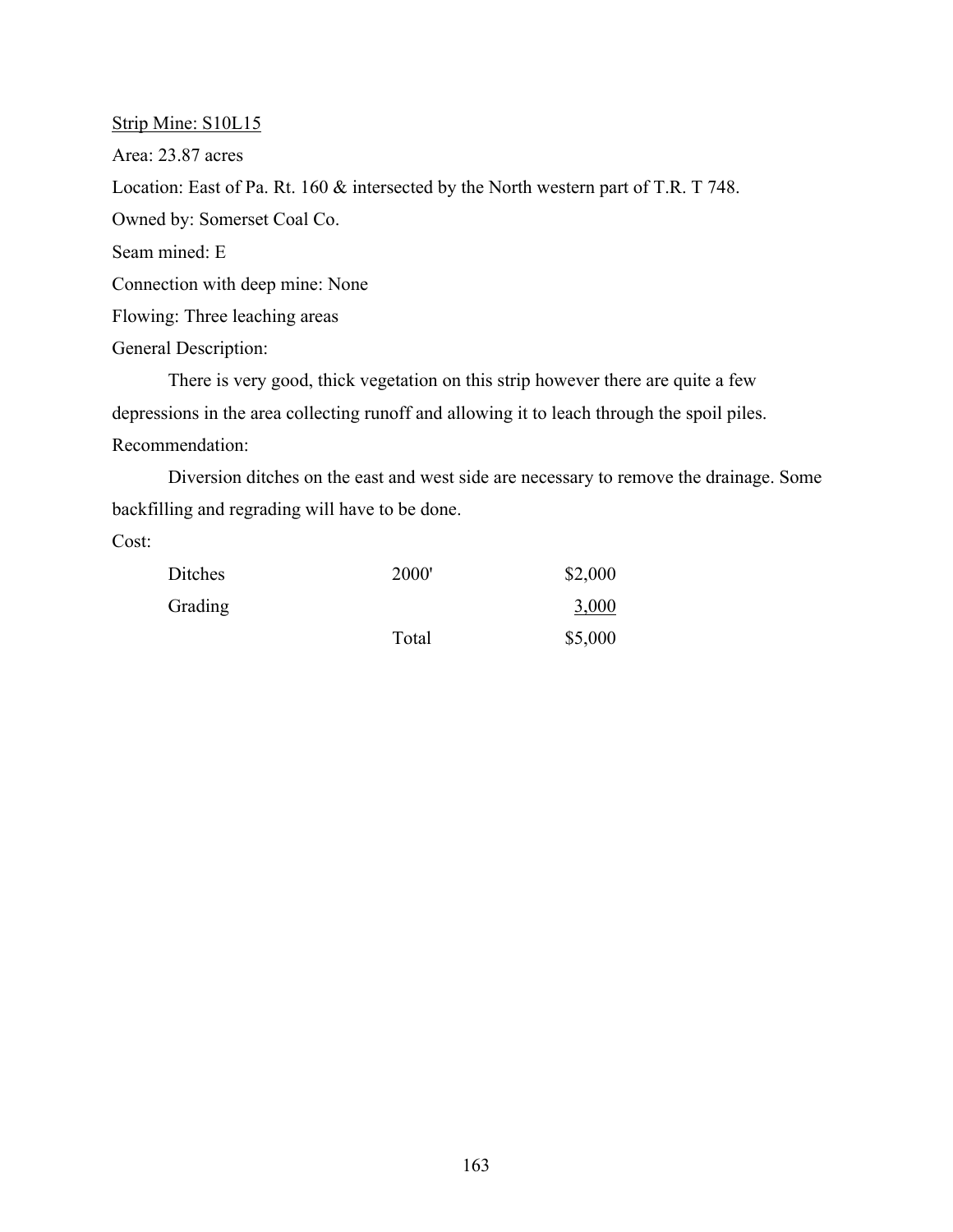<u>Strip Mine: S10L15</u>

Area: 23.87 acres

Location: East of Pa. Rt. 160 & intersected by the North western part of T.R. T 748.

Owned by: Somerset Coal Co.

Seam mined: E

Connection with deep mine: None

Flowing: Three leaching areas

General Description:

There is very good, thick vegetation on this strip however there are quite a few depressions in the area collecting runoff and allowing it to leach through the spoil piles.

Recommendation:

Diversion ditches on the east and west side are necessary to remove the drainage. Some backfilling and regrading will have to be done.

Cost:

| | | |
|---|---|---|
| Ditches | 2000' | $2,000 |
| Grading | | <u>3,000</u> |
| | Total | $5,000 |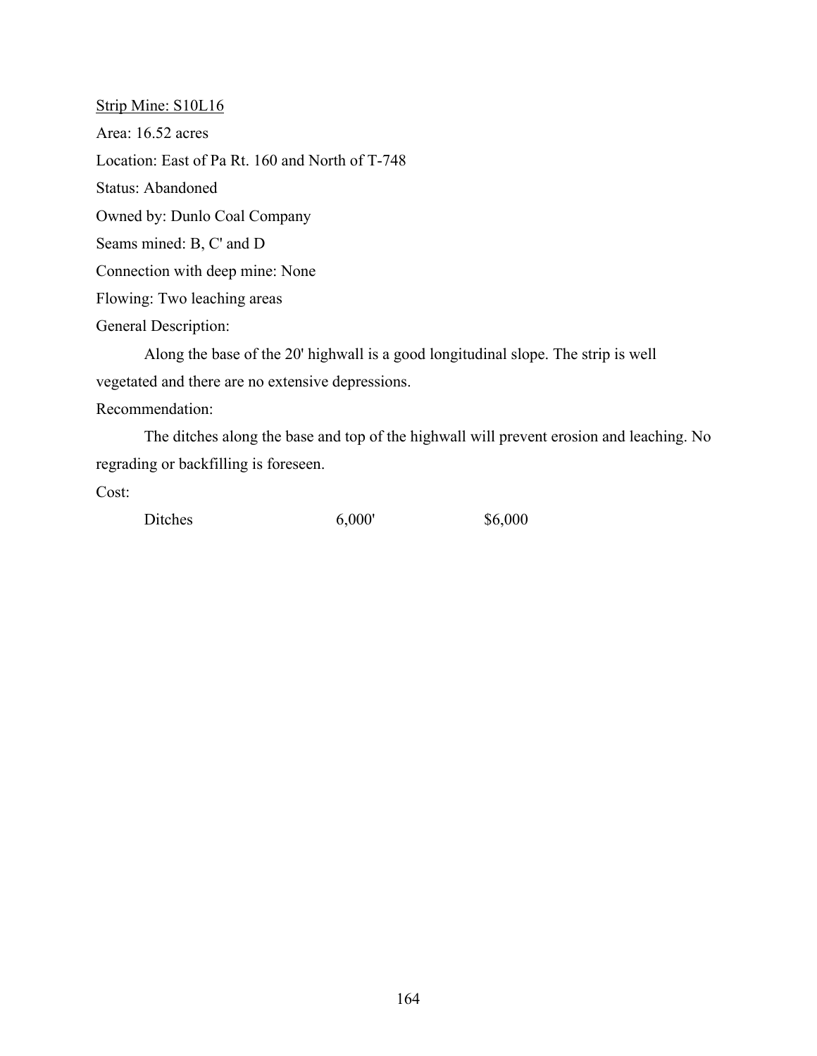<u>Strip Mine: S10L16</u>

Area: 16.52 acres

Location: East of Pa Rt. 160 and North of T-748

Status: Abandoned

Owned by: Dunlo Coal Company

Seams mined: B, C' and D

Connection with deep mine: None

Flowing: Two leaching areas

General Description:

Along the base of the 20' highwall is a good longitudinal slope. The strip is well vegetated and there are no extensive depressions.

Recommendation:

The ditches along the base and top of the highwall will prevent erosion and leaching. No regrading or backfilling is foreseen.

Cost:

| | | |
|---|---|---|
| Ditches | 6,000' | $6,000 |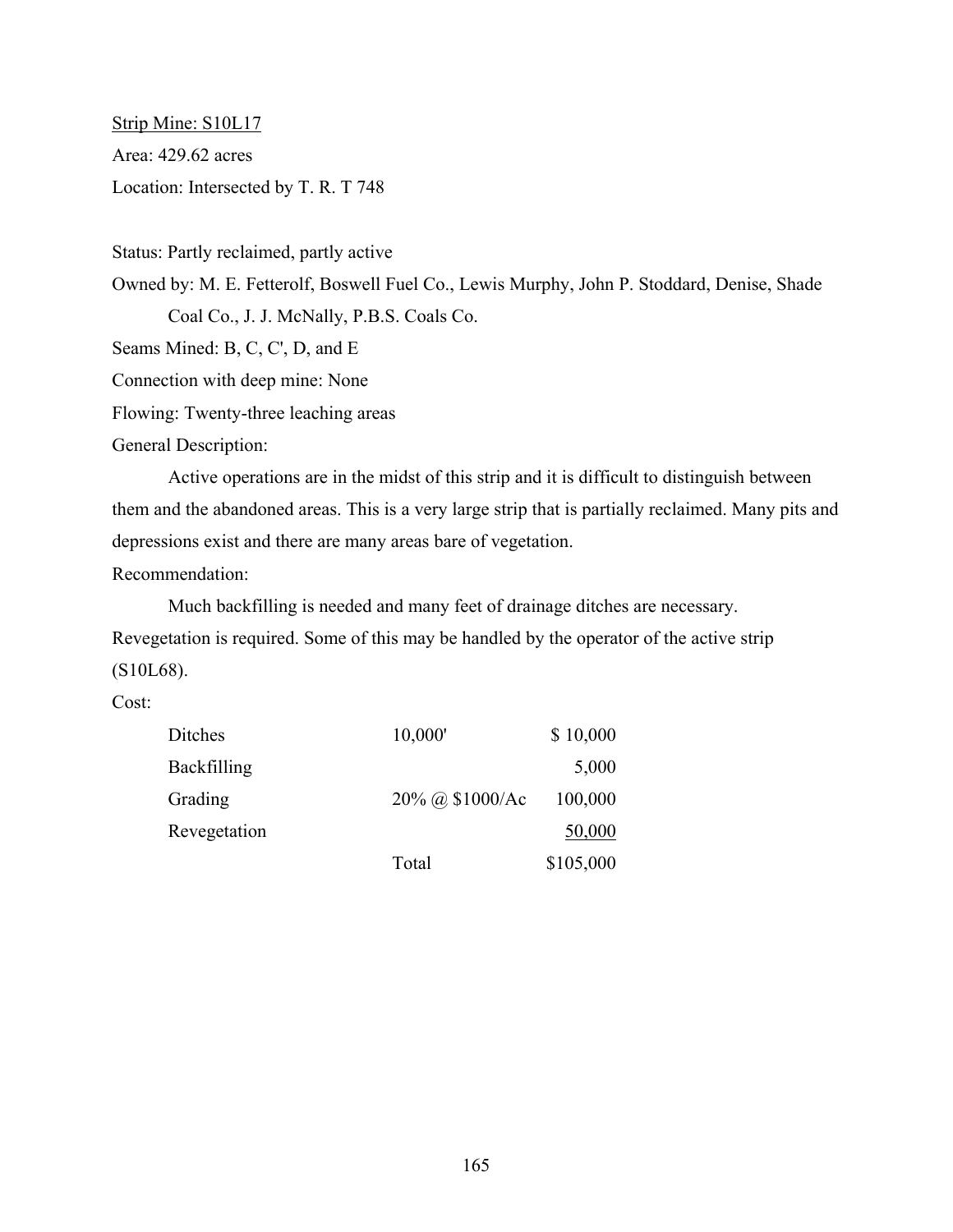Strip Mine: S10L17

Area: 429.62 acres

Location: Intersected by T. R. T 748

Status: Partly reclaimed, partly active

Owned by: M. E. Fetterolf, Boswell Fuel Co., Lewis Murphy, John P. Stoddard, Denise, Shade Coal Co., J. J. McNally, P.B.S. Coals Co.

Seams Mined: B, C, C', D, and E

Connection with deep mine: None

Flowing: Twenty-three leaching areas

General Description:

Active operations are in the midst of this strip and it is difficult to distinguish between them and the abandoned areas. This is a very large strip that is partially reclaimed. Many pits and depressions exist and there are many areas bare of vegetation.

Recommendation:

Much backfilling is needed and many feet of drainage ditches are necessary. Revegetation is required. Some of this may be handled by the operator of the active strip (S10L68).

Cost:

| | | |
|---|---|---|
| Ditches | 10,000' | $ 10,000 |
| Backfilling | | 5,000 |
| Grading | 20% @ $1000/Ac | 100,000 |
| Revegetation | | 50,000 |
| | Total | $105,000 |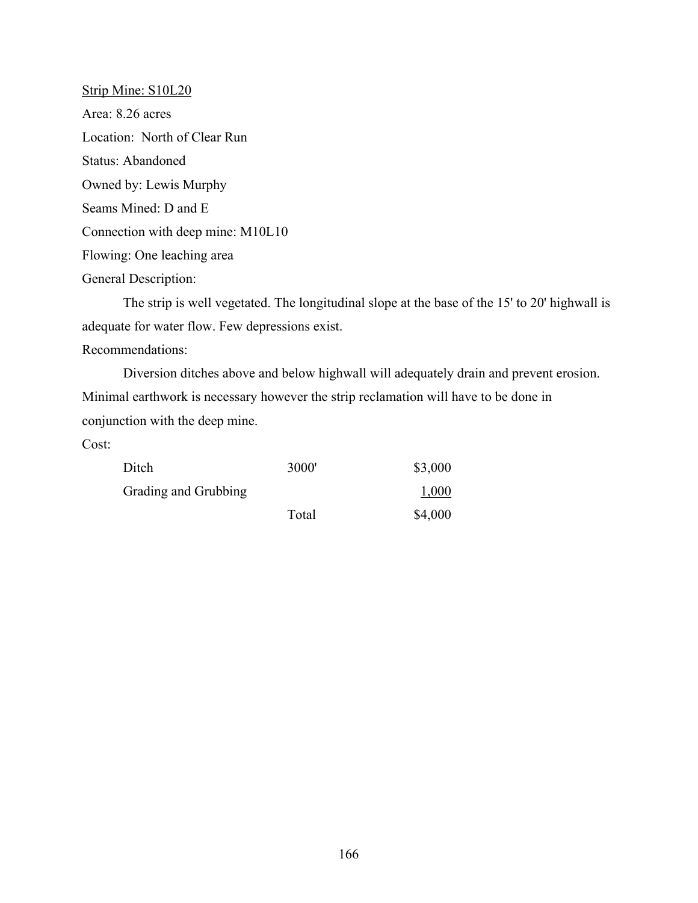Strip Mine: S10L20

Area: 8.26 acres

Location: North of Clear Run

Status: Abandoned

Owned by: Lewis Murphy

Seams Mined: D and E

Connection with deep mine: M10L10

Flowing: One leaching area

General Description:

The strip is well vegetated. The longitudinal slope at the base of the 15' to 20' highwall is adequate for water flow. Few depressions exist.

Recommendations:

Diversion ditches above and below highwall will adequately drain and prevent erosion. Minimal earthwork is necessary however the strip reclamation will have to be done in conjunction with the deep mine.

Cost:

| | | |
|---|---|---|
| Ditch | 3000' | \$3,000 |
| Grading and Grubbing | | 1,000 |
| | Total | \$4,000 |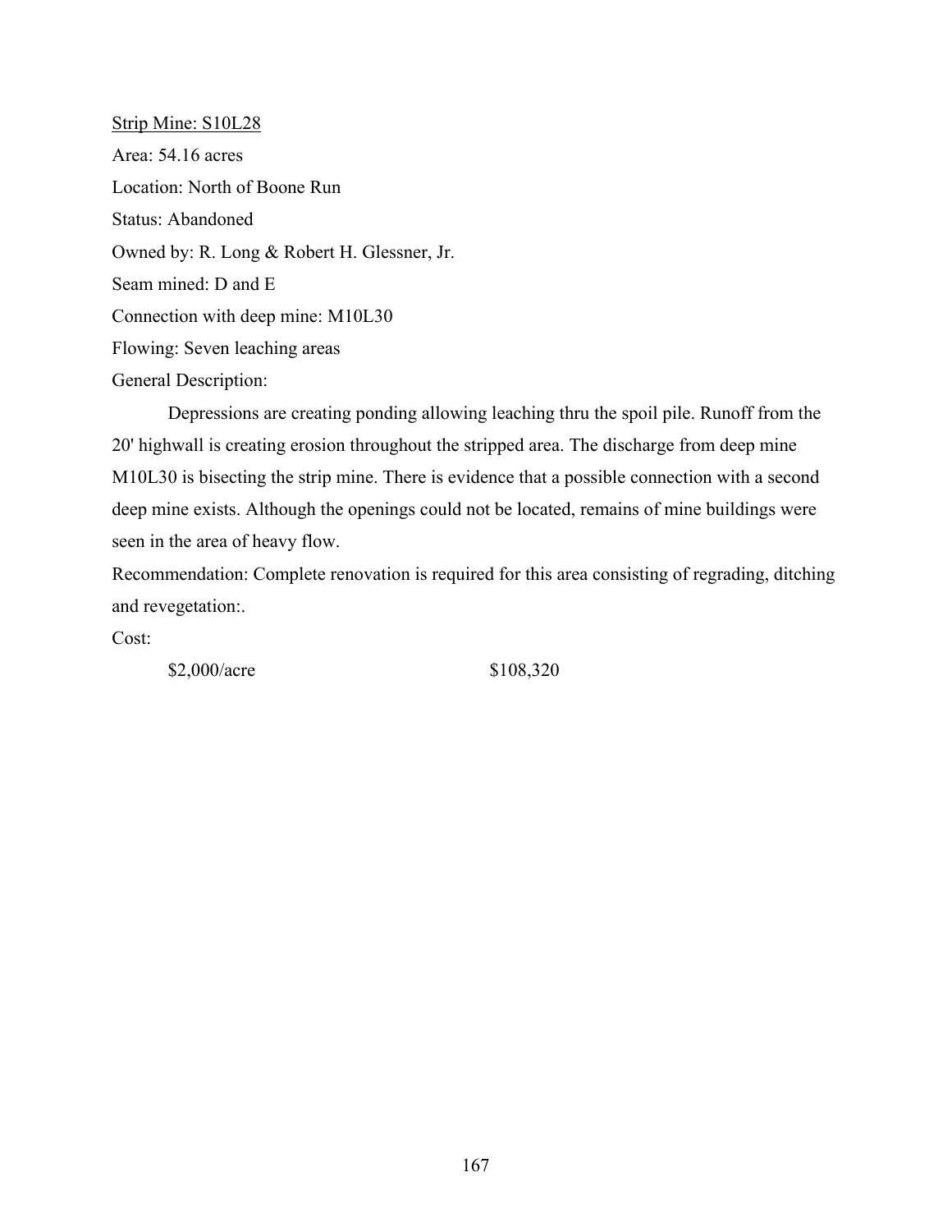<u>Strip Mine: S10L28</u>

Area: 54.16 acres

Location: North of Boone Run

Status: Abandoned

Owned by: R. Long & Robert H. Glessner, Jr.

Seam mined: D and E

Connection with deep mine: M10L30

Flowing: Seven leaching areas

General Description:

Depressions are creating ponding allowing leaching thru the spoil pile. Runoff from the 20' highwall is creating erosion throughout the stripped area. The discharge from deep mine M10L30 is bisecting the strip mine. There is evidence that a possible connection with a second deep mine exists. Although the openings could not be located, remains of mine buildings were seen in the area of heavy flow.

Recommendation: Complete renovation is required for this area consisting of regrading, ditching and revegetation:.

Cost:

| | |
|---|---|
| $2,000/acre | $108,320 |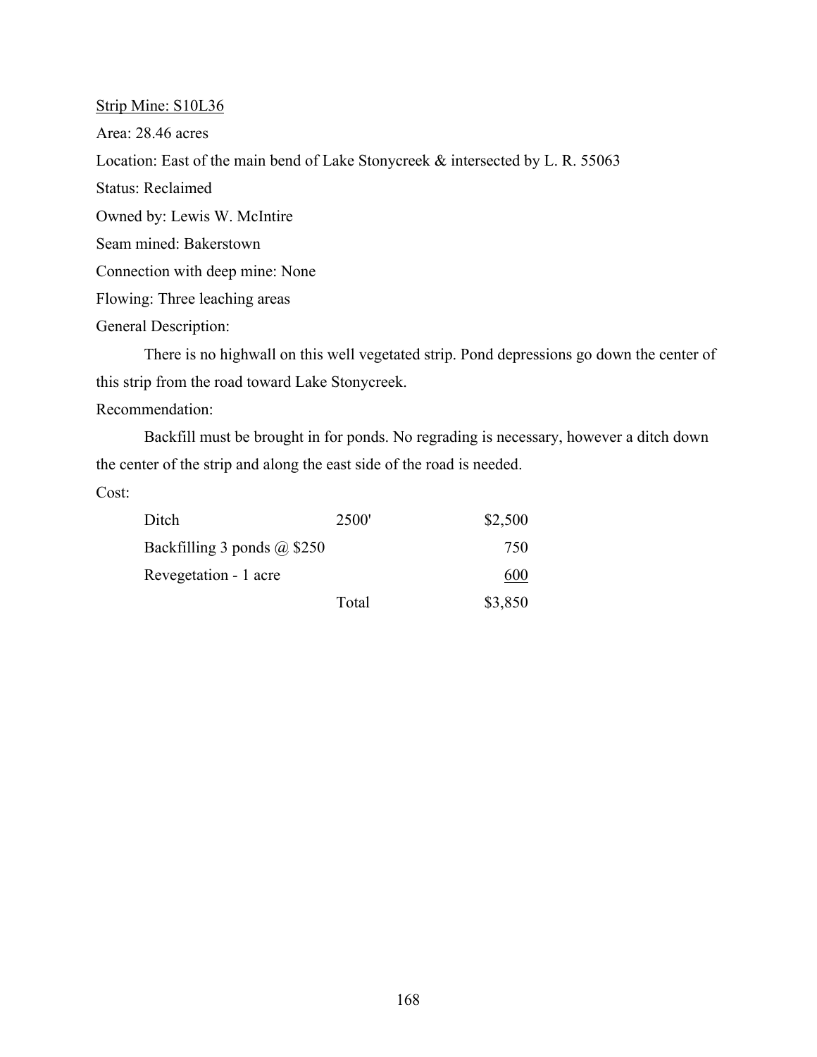Strip Mine: S10L36

Area: 28.46 acres

Location: East of the main bend of Lake Stonycreek & intersected by L. R. 55063

Status: Reclaimed

Owned by: Lewis W. McIntire

Seam mined: Bakerstown

Connection with deep mine: None

Flowing: Three leaching areas

General Description:

There is no highwall on this well vegetated strip. Pond depressions go down the center of this strip from the road toward Lake Stonycreek.

Recommendation:

Backfill must be brought in for ponds. No regrading is necessary, however a ditch down the center of the strip and along the east side of the road is needed.

Cost:

| | | |
|---|---|---|
| Ditch | 2500' | $2,500 |
| Backfilling 3 ponds @ $250 | | 750 |
| Revegetation - 1 acre | | 600 |
| | Total | $3,850 |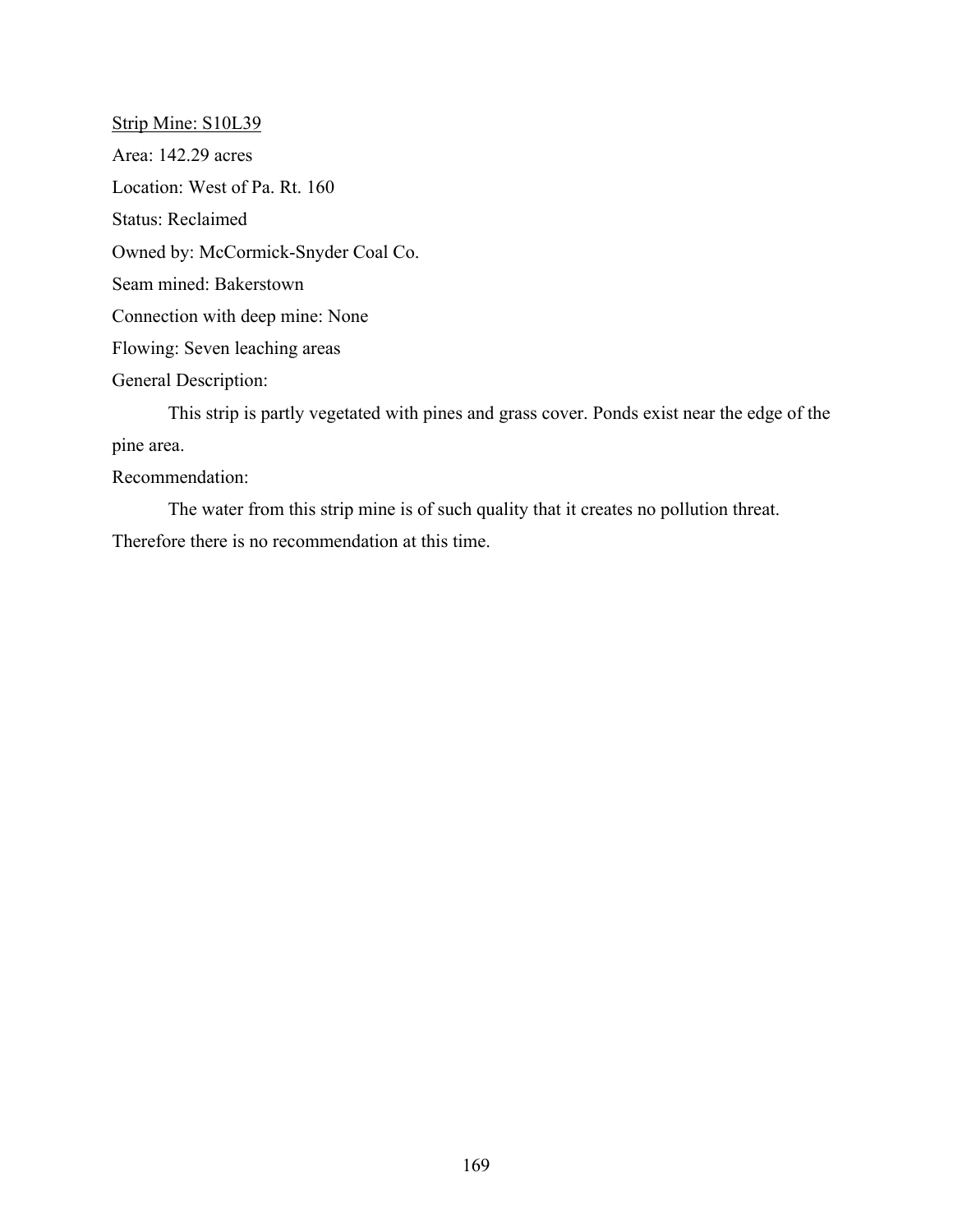<u>Strip Mine: S10L39</u>

Area: 142.29 acres

Location: West of Pa. Rt. 160

Status: Reclaimed

Owned by: McCormick-Snyder Coal Co.

Seam mined: Bakerstown

Connection with deep mine: None

Flowing: Seven leaching areas

General Description:

This strip is partly vegetated with pines and grass cover. Ponds exist near the edge of the pine area.

Recommendation:

The water from this strip mine is of such quality that it creates no pollution threat. Therefore there is no recommendation at this time.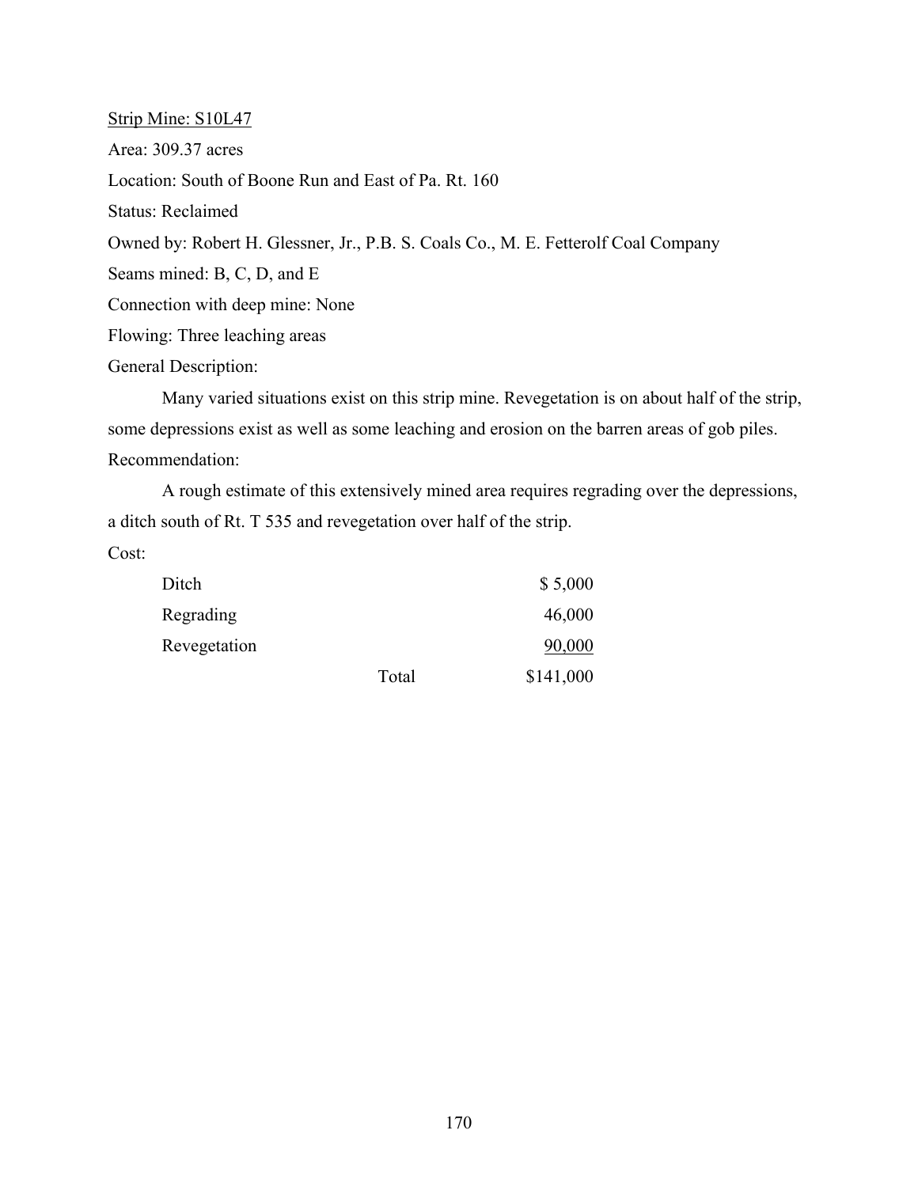<u>Strip Mine: S10L47</u>

Area: 309.37 acres

Location: South of Boone Run and East of Pa. Rt. 160

Status: Reclaimed

Owned by: Robert H. Glessner, Jr., P.B. S. Coals Co., M. E. Fetterolf Coal Company

Seams mined: B, C, D, and E

Connection with deep mine: None

Flowing: Three leaching areas

General Description:

Many varied situations exist on this strip mine. Revegetation is on about half of the strip, some depressions exist as well as some leaching and erosion on the barren areas of gob piles.

Recommendation:

A rough estimate of this extensively mined area requires regrading over the depressions, a ditch south of Rt. T 535 and revegetation over half of the strip.

Cost:

| | | |
|---|---|---|
| Ditch | | $ 5,000 |
| Regrading | | 46,000 |
| Revegetation | | 90,000 |
| | Total | $141,000 |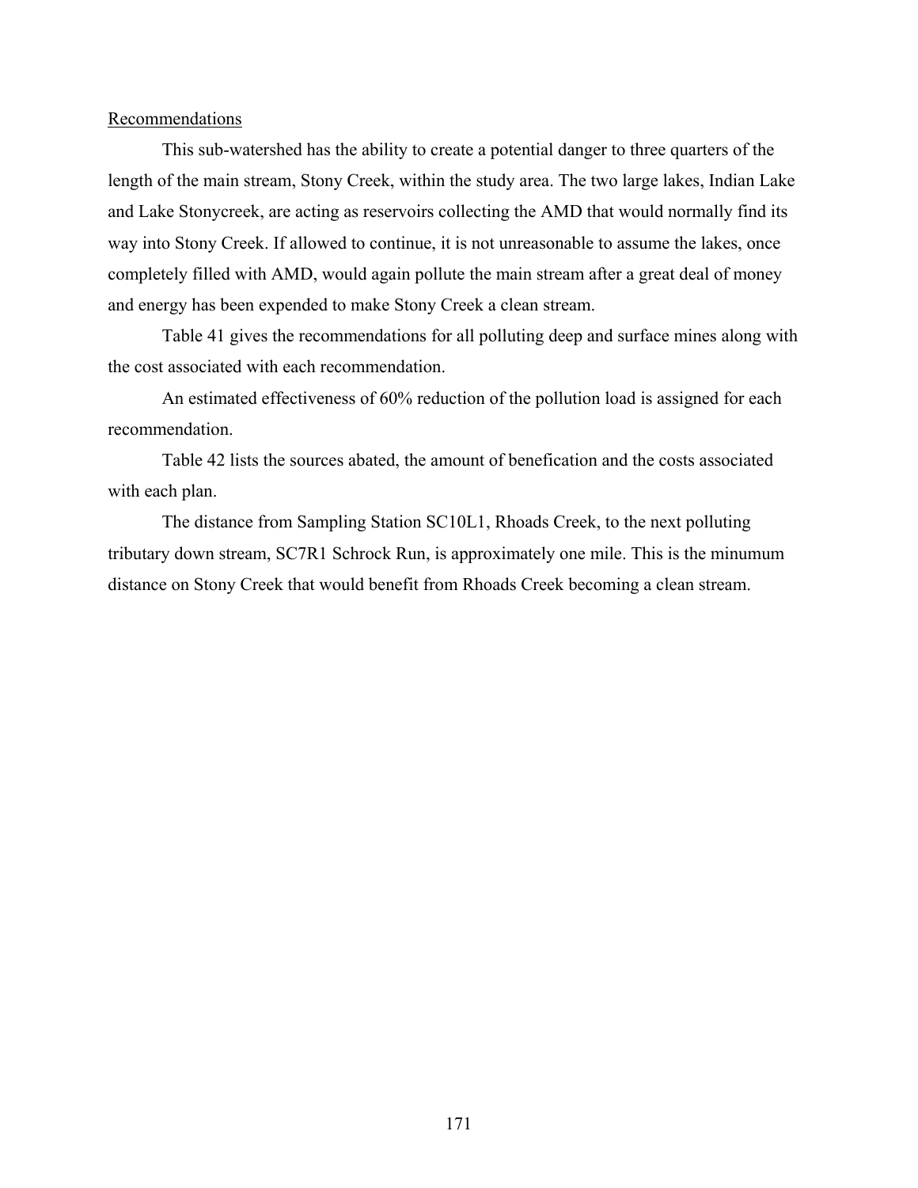Recommendations

This sub-watershed has the ability to create a potential danger to three quarters of the length of the main stream, Stony Creek, within the study area. The two large lakes, Indian Lake and Lake Stonycreek, are acting as reservoirs collecting the AMD that would normally find its way into Stony Creek. If allowed to continue, it is not unreasonable to assume the lakes, once completely filled with AMD, would again pollute the main stream after a great deal of money and energy has been expended to make Stony Creek a clean stream.

Table 41 gives the recommendations for all polluting deep and surface mines along with the cost associated with each recommendation.

An estimated effectiveness of 60% reduction of the pollution load is assigned for each recommendation.

Table 42 lists the sources abated, the amount of benefication and the costs associated with each plan.

The distance from Sampling Station SC10L1, Rhoads Creek, to the next polluting tributary down stream, SC7R1 Schrock Run, is approximately one mile. This is the minumum distance on Stony Creek that would benefit from Rhoads Creek becoming a clean stream.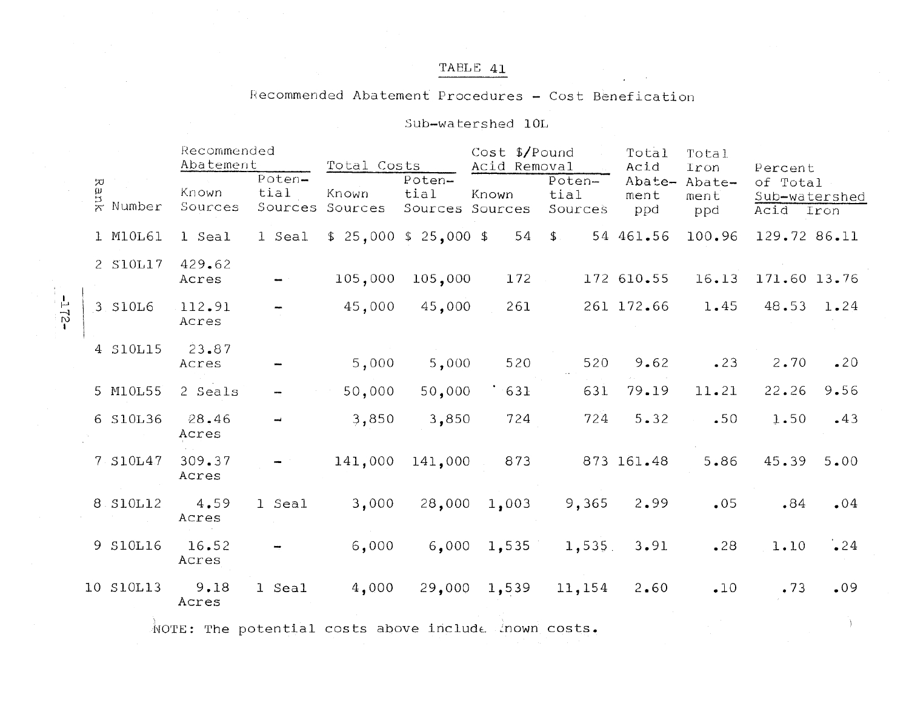# TABLE 41

Recommended Abatement Procedures - Cost Benefication

Sub-watershed 10L

| Rank | Number | Recommended Abatement | | Total Costs | | Cost $/Pound Acid Removal | | Total Acid Abatement ppd | Total Iron Abatement ppd | Percent of Total Sub-watershed | |
|---|---|---|---|---|---|---|---|---|---|---|---|
| | | Known Sources | Potential Sources | Known Sources | Potential Sources | Known Sources | Potential Sources | | | Acid | Iron |
| 1 | M10L61 | 1 Seal | 1 Seal | $ 25,000 | $ 25,000 | $ 54 | $ 54 | 461.56 | 100.96 | 129.72 | 86.11 |
| 2 | S10L17 | 429.62 Acres | - | 105,000 | 105,000 | 172 | 172 | 610.55 | 16.13 | 171.60 | 13.76 |
| 3 | S10L6 | 112.91 Acres | - | 45,000 | 45,000 | 261 | 261 | 172.66 | 1.45 | 48.53 | 1.24 |
| 4 | S10L15 | 23.87 Acres | - | 5,000 | 5,000 | 520 | 520 | 9.62 | .23 | 2.70 | .20 |
| 5 | M10L55 | 2 Seals | - | 50,000 | 50,000 | 631 | 631 | 79.19 | 11.21 | 22.26 | 9.56 |
| 6 | S10L36 | 28.46 Acres | - | 3,850 | 3,850 | 724 | 724 | 5.32 | .50 | 1.50 | .43 |
| 7 | S10L47 | 309.37 Acres | - | 141,000 | 141,000 | 873 | 873 | 161.48 | 5.86 | 45.39 | 5.00 |
| 8 | S10L12 | 4.59 Acres | 1 Seal | 3,000 | 28,000 | 1,003 | 9,365 | 2.99 | .05 | .84 | .04 |
| 9 | S10L16 | 16.52 Acres | - | 6,000 | 6,000 | 1,535 | 1,535 | 3.91 | .28 | 1.10 | .24 |
| 10 | S10L13 | 9.18 Acres | 1 Seal | 4,000 | 29,000 | 1,539 | 11,154 | 2.60 | .10 | .73 | .09 |

NOTE: The potential costs above include known costs.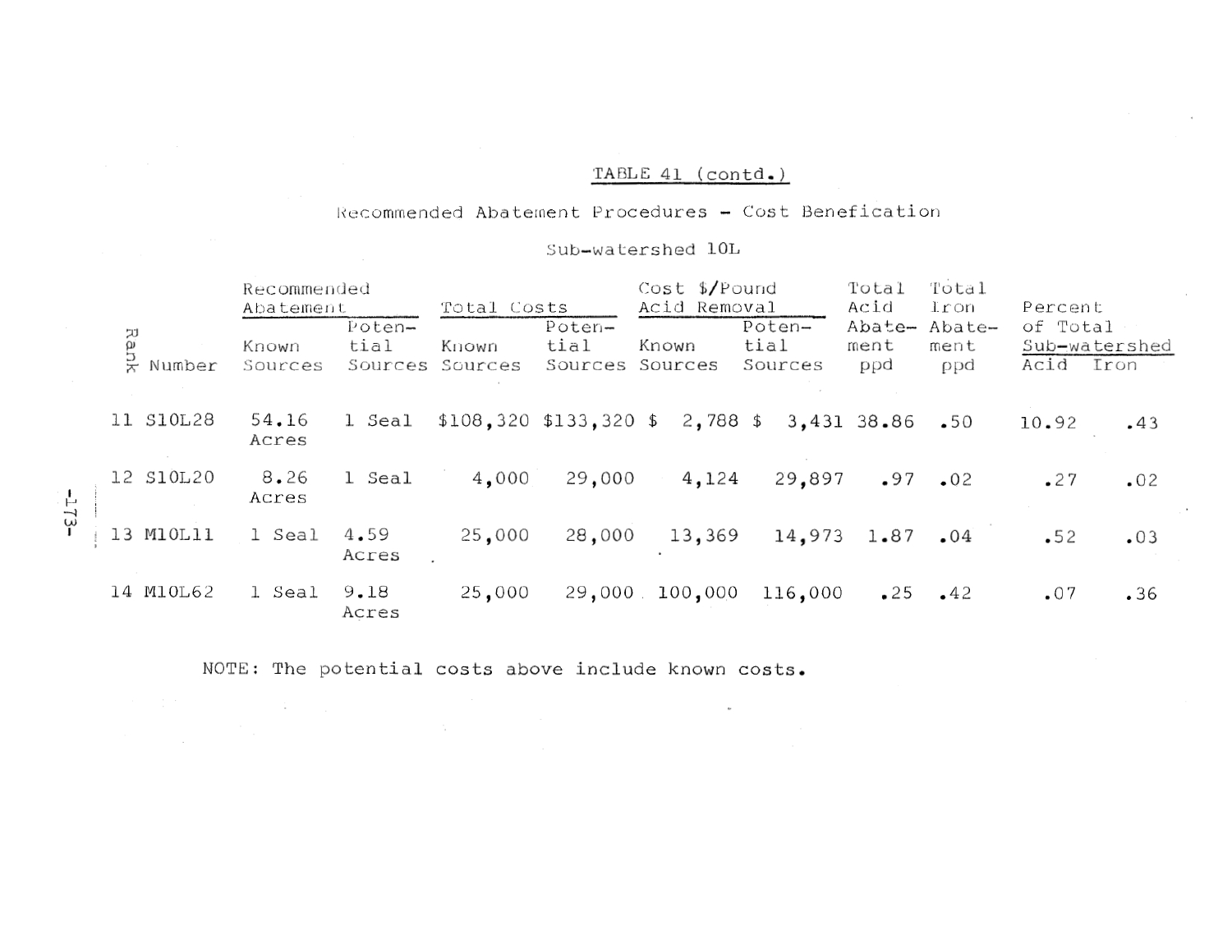TABLE 41 (contd.)

Recommended Abatement Procedures - Cost Benefication

Sub-watershed 10L

| Rank | Number | Recommended Abatement | | Total Costs | | Cost $/Pound Acid Removal | | Total Acid Abatement ppd | Total Iron Abatement ppd | Percent of Total Sub-watershed | |
|---|---|---|---|---|---|---|---|---|---|---|---|
| | | Known Sources | Potential Sources | Known Sources | Potential Sources | Known Sources | Potential Sources | | | Acid | Iron |
| 11 | S10L28 | 54.16 Acres | 1 Seal | $108,320 | $133,320 | $ 2,788 | $ 3,431 | 38.86 | .50 | 10.92 | .43 |
| 12 | S10L20 | 8.26 Acres | 1 Seal | 4,000 | 29,000 | 4,124 | 29,897 | .97 | .02 | .27 | .02 |
| 13 | M10L11 | 1 Seal | 4.59 Acres | 25,000 | 28,000 | 13,369 | 14,973 | 1.87 | .04 | .52 | .03 |
| 14 | M10L62 | 1 Seal | 9.18 Acres | 25,000 | 29,000 | 100,000 | 116,000 | .25 | .42 | .07 | .36 |

NOTE: The potential costs above include known costs.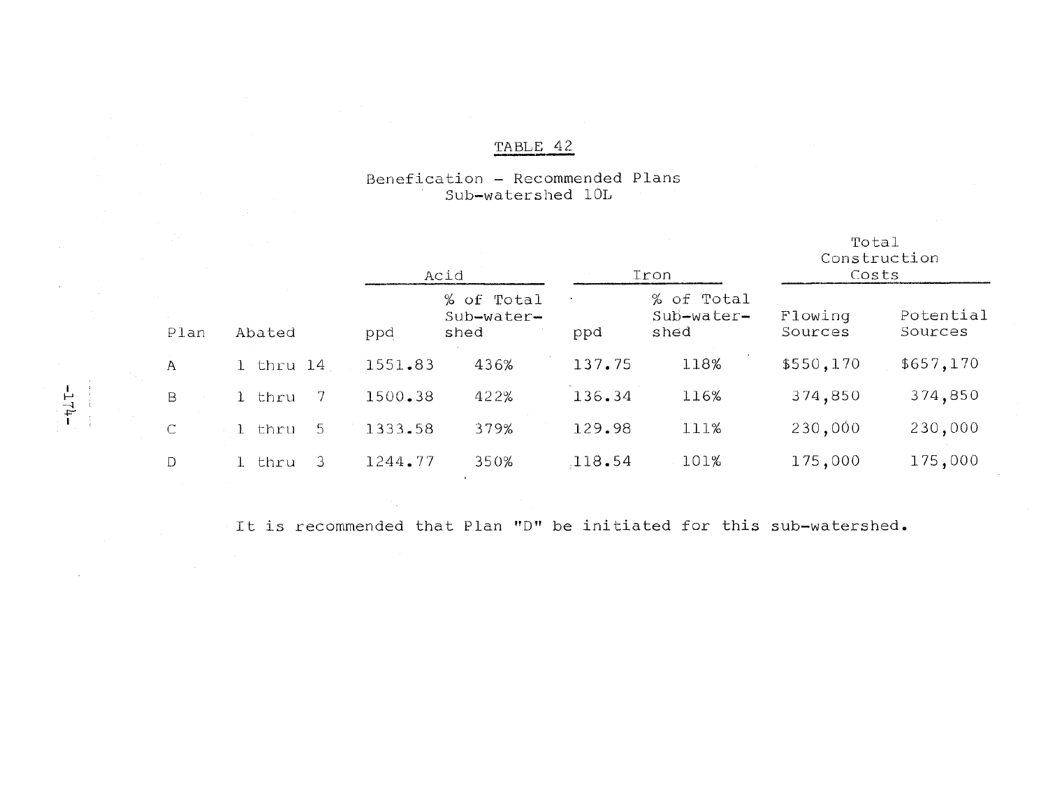# TABLE 42

## Benefication - Recommended Plans
## Sub-watershed 10L

| Plan | Abated | Acid | | Iron | | Total Construction Costs | |
|---|---|---|---|---|---|---|---|
| | | ppd | % of Total Sub-water-shed | ppd | % of Total Sub-water-shed | Flowing Sources | Potential Sources |
| A | 1 thru 14 | 1551.83 | 436% | 137.75 | 118% | $550,170 | $657,170 |
| B | 1 thru 7 | 1500.38 | 422% | 136.34 | 116% | 374,850 | 374,850 |
| C | 1 thru 5 | 1333.58 | 379% | 129.98 | 111% | 230,000 | 230,000 |
| D | 1 thru 3 | 1244.77 | 350% | 118.54 | 101% | 175,000 | 175,000 |

It is recommended that Plan "D" be initiated for this sub-watershed.